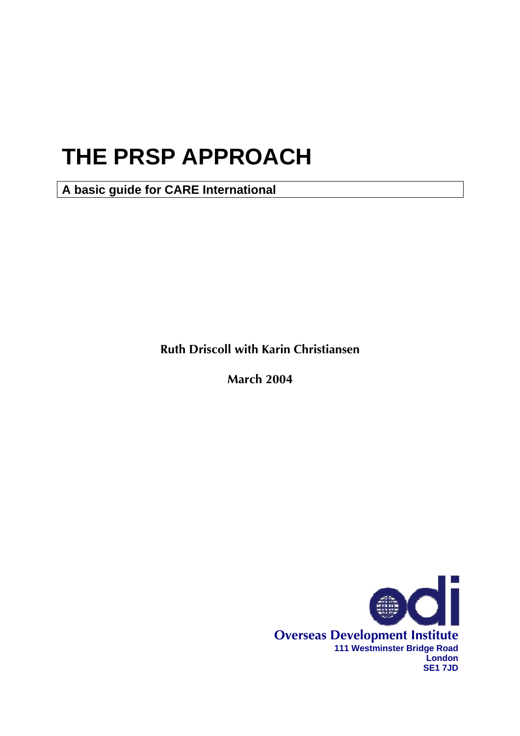# THE PRSP APPROACH

**A basic guide for CARE International**

**Ruth Driscoll with Karin Christiansen**

**March 2004**

**Overseas Development Institute**
**111 Westminster Bridge Road**
**London**
**SE1 7JD**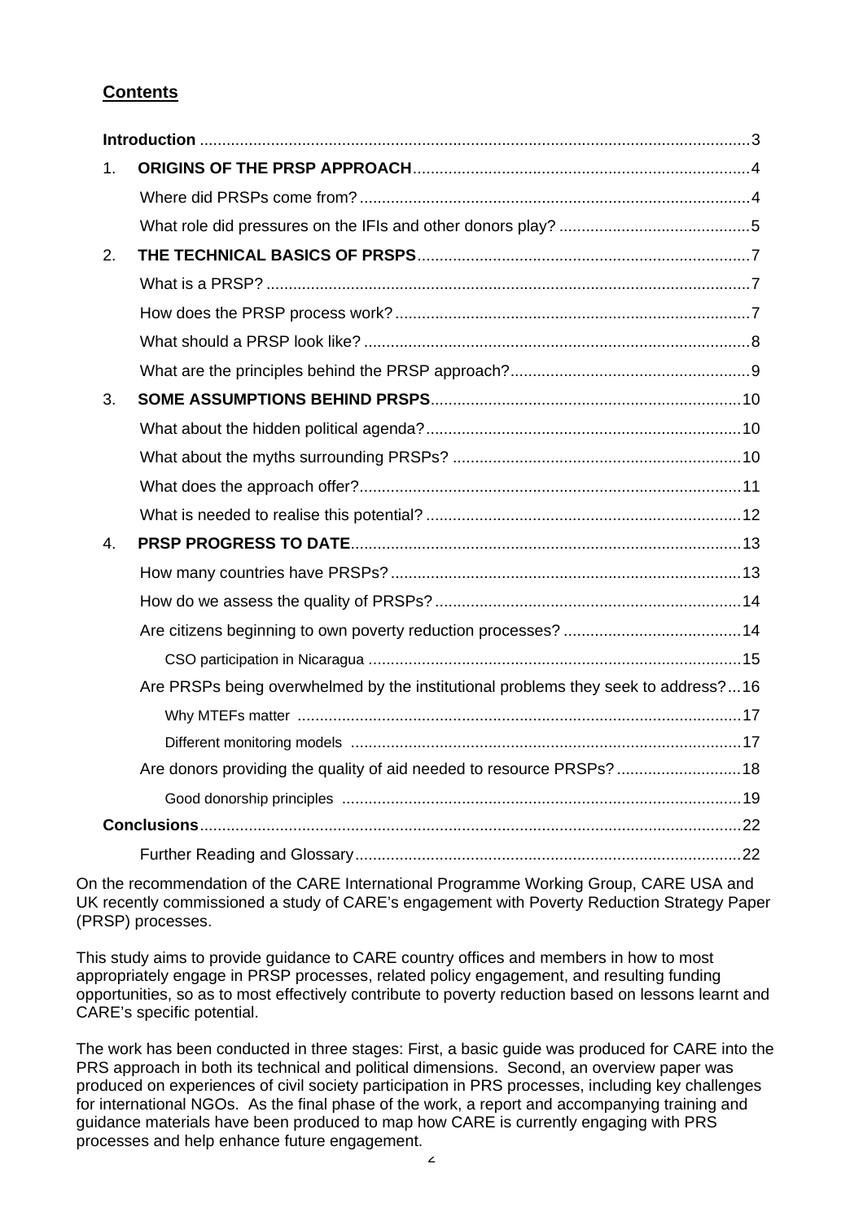## Contents

**Introduction** ........................................................................................................3

1. **ORIGINS OF THE PRSP APPROACH**........................................................................4
   - Where did PRSPs come from?........................................................................4
   - What role did pressures on the IFIs and other donors play? ...........................................5
2. **THE TECHNICAL BASICS OF PRSPS**........................................................................7
   - What is a PRSP? ..........................................................................................7
   - How does the PRSP process work?.................................................................7
   - What should a PRSP look like? .......................................................................8
   - What are the principles behind the PRSP approach?......................................................9
3. **SOME ASSUMPTIONS BEHIND PRSPS**.....................................................................10
   - What about the hidden political agenda?.......................................................................10
   - What about the myths surrounding PRSPs? .................................................................10
   - What does the approach offer?......................................................................................11
   - What is needed to realise this potential? .......................................................................12
4. **PRSP PROGRESS TO DATE**........................................................................................13
   - How many countries have PRSPs?...............................................................................13
   - How do we assess the quality of PRSPs?.....................................................................14
   - Are citizens beginning to own poverty reduction processes? ........................................14
     - CSO participation in Nicaragua ....................................................................................15
   - Are PRSPs being overwhelmed by the institutional problems they seek to address?...16
     - Why MTEFs matter ....................................................................................................17
     - Different monitoring models ........................................................................................17
   - Are donors providing the quality of aid needed to resource PRSPs? ............................18
     - Good donorship principles ..........................................................................................19

**Conclusions**.........................................................................................................................22

- Further Reading and Glossary......................................................................................22

On the recommendation of the CARE International Programme Working Group, CARE USA and UK recently commissioned a study of CARE's engagement with Poverty Reduction Strategy Paper (PRSP) processes.

This study aims to provide guidance to CARE country offices and members in how to most appropriately engage in PRSP processes, related policy engagement, and resulting funding opportunities, so as to most effectively contribute to poverty reduction based on lessons learnt and CARE's specific potential.

The work has been conducted in three stages: First, a basic guide was produced for CARE into the PRS approach in both its technical and political dimensions. Second, an overview paper was produced on experiences of civil society participation in PRS processes, including key challenges for international NGOs. As the final phase of the work, a report and accompanying training and guidance materials have been produced to map how CARE is currently engaging with PRS processes and help enhance future engagement.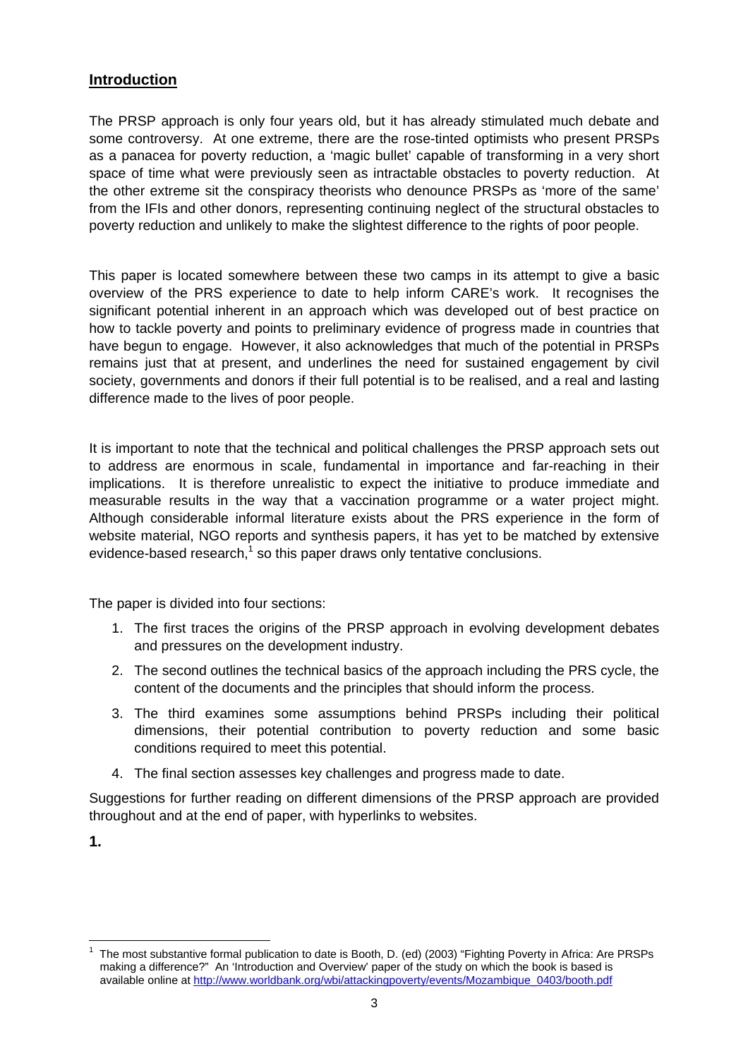## Introduction

The PRSP approach is only four years old, but it has already stimulated much debate and some controversy. At one extreme, there are the rose-tinted optimists who present PRSPs as a panacea for poverty reduction, a 'magic bullet' capable of transforming in a very short space of time what were previously seen as intractable obstacles to poverty reduction. At the other extreme sit the conspiracy theorists who denounce PRSPs as 'more of the same' from the IFIs and other donors, representing continuing neglect of the structural obstacles to poverty reduction and unlikely to make the slightest difference to the rights of poor people.

This paper is located somewhere between these two camps in its attempt to give a basic overview of the PRS experience to date to help inform CARE's work. It recognises the significant potential inherent in an approach which was developed out of best practice on how to tackle poverty and points to preliminary evidence of progress made in countries that have begun to engage. However, it also acknowledges that much of the potential in PRSPs remains just that at present, and underlines the need for sustained engagement by civil society, governments and donors if their full potential is to be realised, and a real and lasting difference made to the lives of poor people.

It is important to note that the technical and political challenges the PRSP approach sets out to address are enormous in scale, fundamental in importance and far-reaching in their implications. It is therefore unrealistic to expect the initiative to produce immediate and measurable results in the way that a vaccination programme or a water project might. Although considerable informal literature exists about the PRS experience in the form of website material, NGO reports and synthesis papers, it has yet to be matched by extensive evidence-based research,[1] so this paper draws only tentative conclusions.

The paper is divided into four sections:

1. The first traces the origins of the PRSP approach in evolving development debates and pressures on the development industry.
2. The second outlines the technical basics of the approach including the PRS cycle, the content of the documents and the principles that should inform the process.
3. The third examines some assumptions behind PRSPs including their political dimensions, their potential contribution to poverty reduction and some basic conditions required to meet this potential.
4. The final section assesses key challenges and progress made to date.

Suggestions for further reading on different dimensions of the PRSP approach are provided throughout and at the end of paper, with hyperlinks to websites.

**1.**

[1] The most substantive formal publication to date is Booth, D. (ed) (2003) "Fighting Poverty in Africa: Are PRSPs making a difference?" An 'Introduction and Overview' paper of the study on which the book is based is available online at http://www.worldbank.org/wbi/attackingpoverty/events/Mozambique_0403/booth.pdf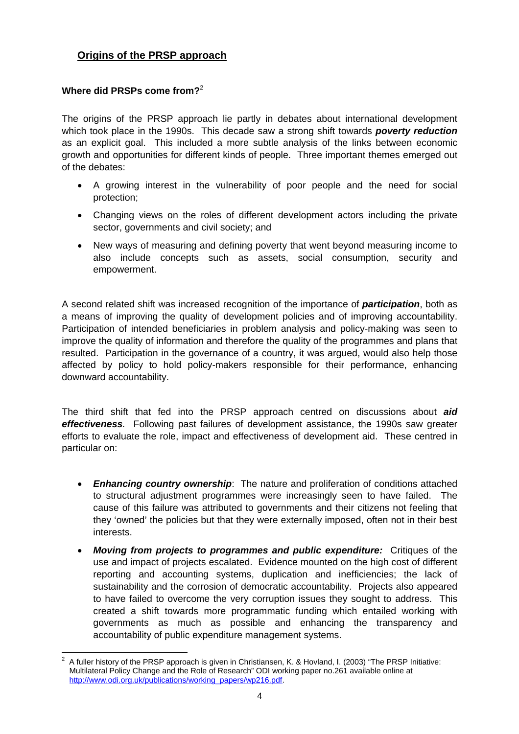## Origins of the PRSP approach

### Where did PRSPs come from?[2]

The origins of the PRSP approach lie partly in debates about international development which took place in the 1990s. This decade saw a strong shift towards ***poverty reduction*** as an explicit goal. This included a more subtle analysis of the links between economic growth and opportunities for different kinds of people. Three important themes emerged out of the debates:

- A growing interest in the vulnerability of poor people and the need for social protection;
- Changing views on the roles of different development actors including the private sector, governments and civil society; and
- New ways of measuring and defining poverty that went beyond measuring income to also include concepts such as assets, social consumption, security and empowerment.

A second related shift was increased recognition of the importance of ***participation***, both as a means of improving the quality of development policies and of improving accountability. Participation of intended beneficiaries in problem analysis and policy-making was seen to improve the quality of information and therefore the quality of the programmes and plans that resulted. Participation in the governance of a country, it was argued, would also help those affected by policy to hold policy-makers responsible for their performance, enhancing downward accountability.

The third shift that fed into the PRSP approach centred on discussions about ***aid effectiveness***. Following past failures of development assistance, the 1990s saw greater efforts to evaluate the role, impact and effectiveness of development aid. These centred in particular on:

- ***Enhancing country ownership***: The nature and proliferation of conditions attached to structural adjustment programmes were increasingly seen to have failed. The cause of this failure was attributed to governments and their citizens not feeling that they 'owned' the policies but that they were externally imposed, often not in their best interests.
- ***Moving from projects to programmes and public expenditure:*** Critiques of the use and impact of projects escalated. Evidence mounted on the high cost of different reporting and accounting systems, duplication and inefficiencies; the lack of sustainability and the corrosion of democratic accountability. Projects also appeared to have failed to overcome the very corruption issues they sought to address. This created a shift towards more programmatic funding which entailed working with governments as much as possible and enhancing the transparency and accountability of public expenditure management systems.

---

[2] A fuller history of the PRSP approach is given in Christiansen, K. & Hovland, I. (2003) "The PRSP Initiative: Multilateral Policy Change and the Role of Research" ODI working paper no.261 available online at http://www.odi.org.uk/publications/working_papers/wp216.pdf.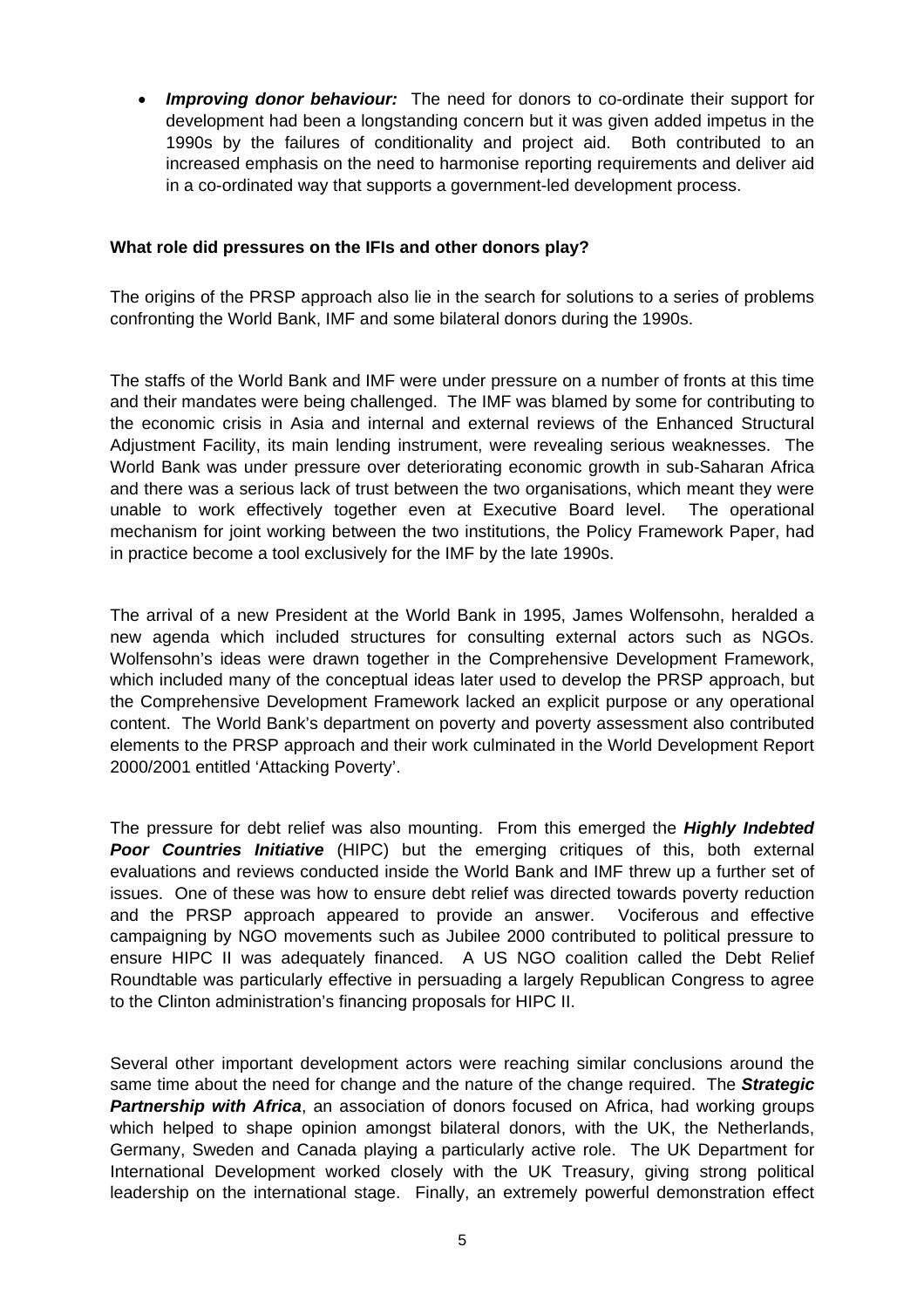- ***Improving donor behaviour:*** The need for donors to co-ordinate their support for development had been a longstanding concern but it was given added impetus in the 1990s by the failures of conditionality and project aid. Both contributed to an increased emphasis on the need to harmonise reporting requirements and deliver aid in a co-ordinated way that supports a government-led development process.

**What role did pressures on the IFIs and other donors play?**

The origins of the PRSP approach also lie in the search for solutions to a series of problems confronting the World Bank, IMF and some bilateral donors during the 1990s.

The staffs of the World Bank and IMF were under pressure on a number of fronts at this time and their mandates were being challenged. The IMF was blamed by some for contributing to the economic crisis in Asia and internal and external reviews of the Enhanced Structural Adjustment Facility, its main lending instrument, were revealing serious weaknesses. The World Bank was under pressure over deteriorating economic growth in sub-Saharan Africa and there was a serious lack of trust between the two organisations, which meant they were unable to work effectively together even at Executive Board level. The operational mechanism for joint working between the two institutions, the Policy Framework Paper, had in practice become a tool exclusively for the IMF by the late 1990s.

The arrival of a new President at the World Bank in 1995, James Wolfensohn, heralded a new agenda which included structures for consulting external actors such as NGOs. Wolfensohn's ideas were drawn together in the Comprehensive Development Framework, which included many of the conceptual ideas later used to develop the PRSP approach, but the Comprehensive Development Framework lacked an explicit purpose or any operational content. The World Bank's department on poverty and poverty assessment also contributed elements to the PRSP approach and their work culminated in the World Development Report 2000/2001 entitled 'Attacking Poverty'.

The pressure for debt relief was also mounting. From this emerged the ***Highly Indebted Poor Countries Initiative*** (HIPC) but the emerging critiques of this, both external evaluations and reviews conducted inside the World Bank and IMF threw up a further set of issues. One of these was how to ensure debt relief was directed towards poverty reduction and the PRSP approach appeared to provide an answer. Vociferous and effective campaigning by NGO movements such as Jubilee 2000 contributed to political pressure to ensure HIPC II was adequately financed. A US NGO coalition called the Debt Relief Roundtable was particularly effective in persuading a largely Republican Congress to agree to the Clinton administration's financing proposals for HIPC II.

Several other important development actors were reaching similar conclusions around the same time about the need for change and the nature of the change required. The ***Strategic Partnership with Africa***, an association of donors focused on Africa, had working groups which helped to shape opinion amongst bilateral donors, with the UK, the Netherlands, Germany, Sweden and Canada playing a particularly active role. The UK Department for International Development worked closely with the UK Treasury, giving strong political leadership on the international stage. Finally, an extremely powerful demonstration effect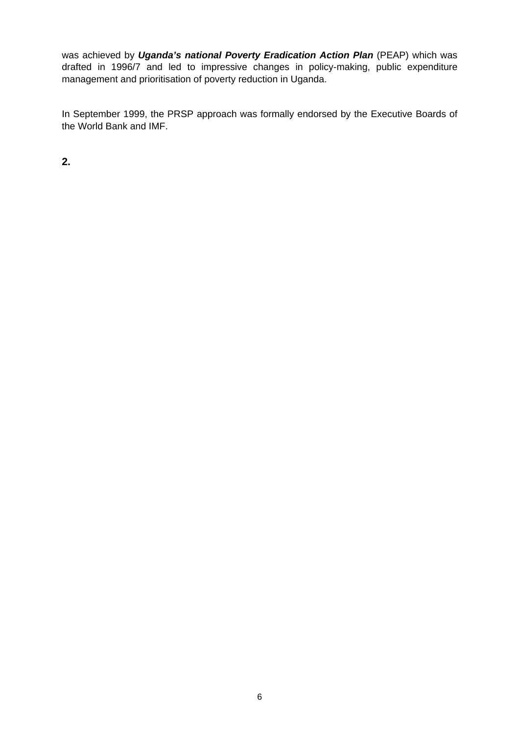was achieved by ***Uganda's national Poverty Eradication Action Plan*** (PEAP) which was drafted in 1996/7 and led to impressive changes in policy-making, public expenditure management and prioritisation of poverty reduction in Uganda.

In September 1999, the PRSP approach was formally endorsed by the Executive Boards of the World Bank and IMF.

## 2.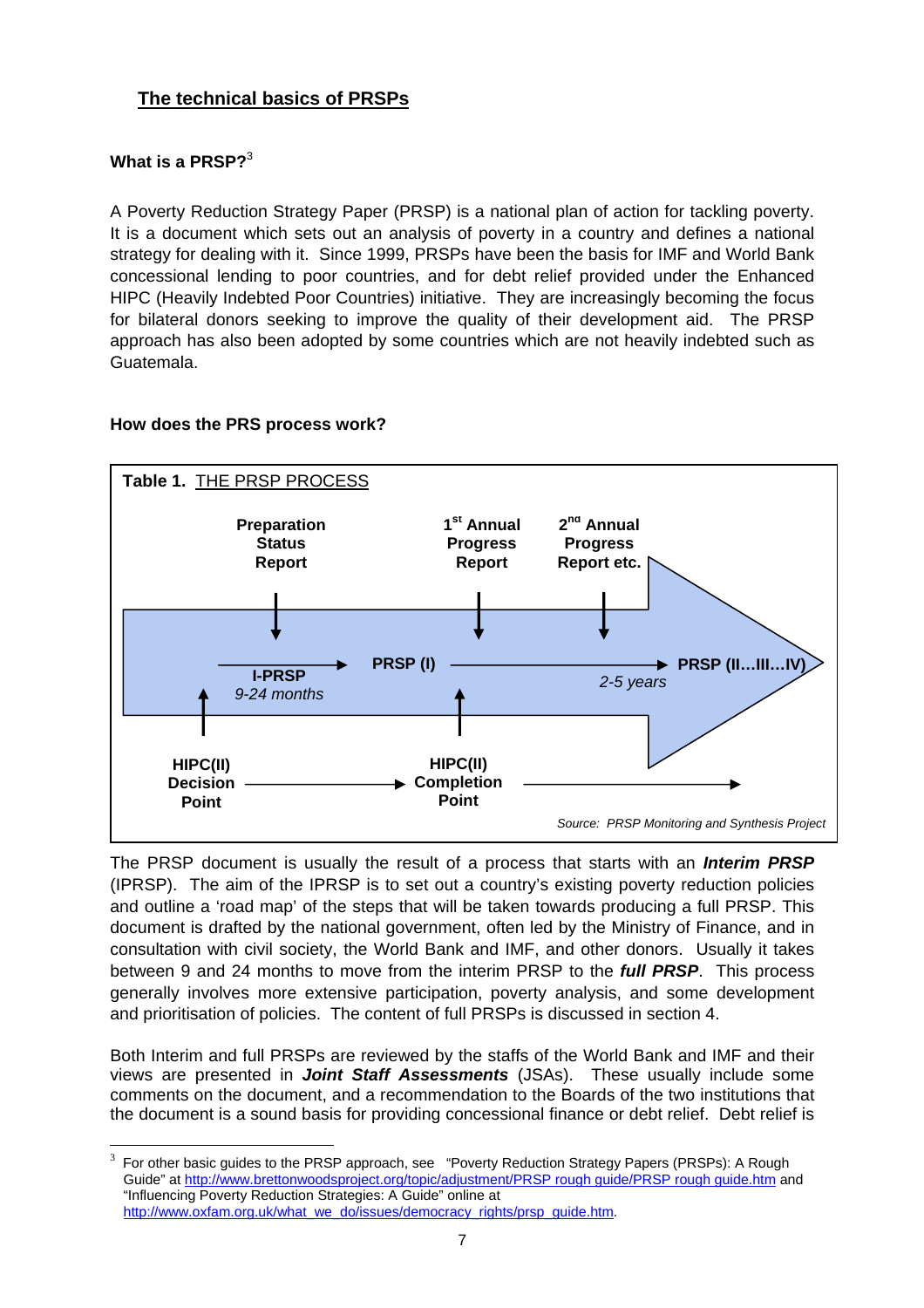## The technical basics of PRSPs

### What is a PRSP?[3]

A Poverty Reduction Strategy Paper (PRSP) is a national plan of action for tackling poverty. It is a document which sets out an analysis of poverty in a country and defines a national strategy for dealing with it. Since 1999, PRSPs have been the basis for IMF and World Bank concessional lending to poor countries, and for debt relief provided under the Enhanced HIPC (Heavily Indebted Poor Countries) initiative. They are increasingly becoming the focus for bilateral donors seeking to improve the quality of their development aid. The PRSP approach has also been adopted by some countries which are not heavily indebted such as Guatemala.

### How does the PRS process work?

**Table 1.** THE PRSP PROCESS

Preparation Status Report → 1st Annual Progress Report → 2nd Annual Progress Report etc.

I-PRSP (9-24 months) → PRSP (I) → PRSP (II…III…IV) (2-5 years)

HIPC(II) Decision Point → HIPC(II) Completion Point →

*Source: PRSP Monitoring and Synthesis Project*

The PRSP document is usually the result of a process that starts with an ***Interim PRSP*** (IPRSP). The aim of the IPRSP is to set out a country's existing poverty reduction policies and outline a 'road map' of the steps that will be taken towards producing a full PRSP. This document is drafted by the national government, often led by the Ministry of Finance, and in consultation with civil society, the World Bank and IMF, and other donors. Usually it takes between 9 and 24 months to move from the interim PRSP to the ***full PRSP***. This process generally involves more extensive participation, poverty analysis, and some development and prioritisation of policies. The content of full PRSPs is discussed in section 4.

Both Interim and full PRSPs are reviewed by the staffs of the World Bank and IMF and their views are presented in ***Joint Staff Assessments*** (JSAs). These usually include some comments on the document, and a recommendation to the Boards of the two institutions that the document is a sound basis for providing concessional finance or debt relief. Debt relief is

---

[3] For other basic guides to the PRSP approach, see "Poverty Reduction Strategy Papers (PRSPs): A Rough Guide" at http://www.brettonwoodsproject.org/topic/adjustment/PRSP_rough_guide/PRSP_rough_guide.htm and "Influencing Poverty Reduction Strategies: A Guide" online at http://www.oxfam.org.uk/what_we_do/issues/democracy_rights/prsp_guide.htm.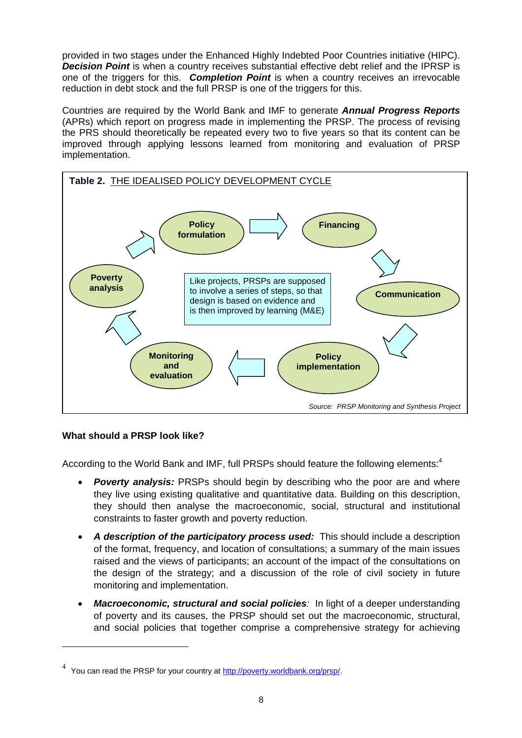provided in two stages under the Enhanced Highly Indebted Poor Countries initiative (HIPC). ***Decision Point*** is when a country receives substantial effective debt relief and the IPRSP is one of the triggers for this. ***Completion Point*** is when a country receives an irrevocable reduction in debt stock and the full PRSP is one of the triggers for this.

Countries are required by the World Bank and IMF to generate ***Annual Progress Reports*** (APRs) which report on progress made in implementing the PRSP. The process of revising the PRS should theoretically be repeated every two to five years so that its content can be improved through applying lessons learned from monitoring and evaluation of PRSP implementation.

**Table 2.** THE IDEALISED POLICY DEVELOPMENT CYCLE

Poverty analysis → Policy formulation → Financing → Communication → Policy implementation → Monitoring and evaluation → Poverty analysis

Like projects, PRSPs are supposed to involve a series of steps, so that design is based on evidence and is then improved by learning (M&E)

*Source: PRSP Monitoring and Synthesis Project*

**What should a PRSP look like?**

According to the World Bank and IMF, full PRSPs should feature the following elements:[4]

- ***Poverty analysis:*** PRSPs should begin by describing who the poor are and where they live using existing qualitative and quantitative data. Building on this description, they should then analyse the macroeconomic, social, structural and institutional constraints to faster growth and poverty reduction.
- ***A description of the participatory process used:*** This should include a description of the format, frequency, and location of consultations; a summary of the main issues raised and the views of participants; an account of the impact of the consultations on the design of the strategy; and a discussion of the role of civil society in future monitoring and implementation.
- ***Macroeconomic, structural and social policies****:* In light of a deeper understanding of poverty and its causes, the PRSP should set out the macroeconomic, structural, and social policies that together comprise a comprehensive strategy for achieving

---

[4] You can read the PRSP for your country at http://poverty.worldbank.org/prsp/.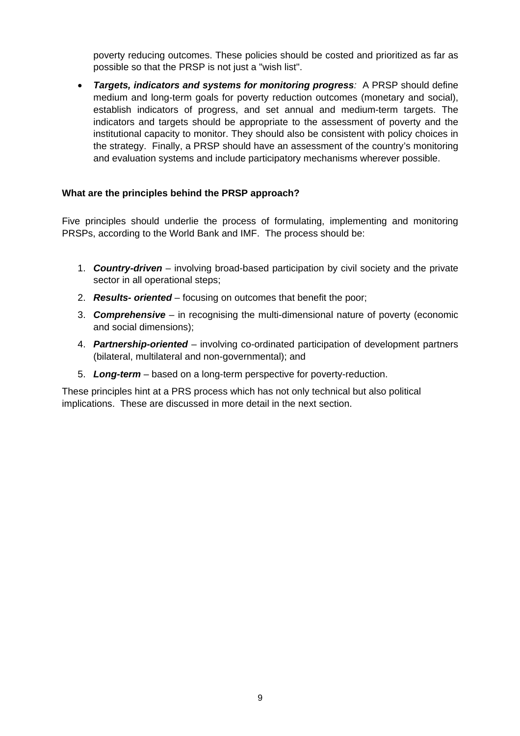poverty reducing outcomes. These policies should be costed and prioritized as far as possible so that the PRSP is not just a "wish list".

- ***Targets, indicators and systems for monitoring progress**:* A PRSP should define medium and long-term goals for poverty reduction outcomes (monetary and social), establish indicators of progress, and set annual and medium-term targets. The indicators and targets should be appropriate to the assessment of poverty and the institutional capacity to monitor. They should also be consistent with policy choices in the strategy. Finally, a PRSP should have an assessment of the country's monitoring and evaluation systems and include participatory mechanisms wherever possible.

**What are the principles behind the PRSP approach?**

Five principles should underlie the process of formulating, implementing and monitoring PRSPs, according to the World Bank and IMF. The process should be:

1. ***Country-driven*** – involving broad-based participation by civil society and the private sector in all operational steps;
2. ***Results- oriented*** – focusing on outcomes that benefit the poor;
3. ***Comprehensive*** – in recognising the multi-dimensional nature of poverty (economic and social dimensions);
4. ***Partnership-oriented*** – involving co-ordinated participation of development partners (bilateral, multilateral and non-governmental); and
5. ***Long-term*** – based on a long-term perspective for poverty-reduction.

These principles hint at a PRS process which has not only technical but also political implications. These are discussed in more detail in the next section.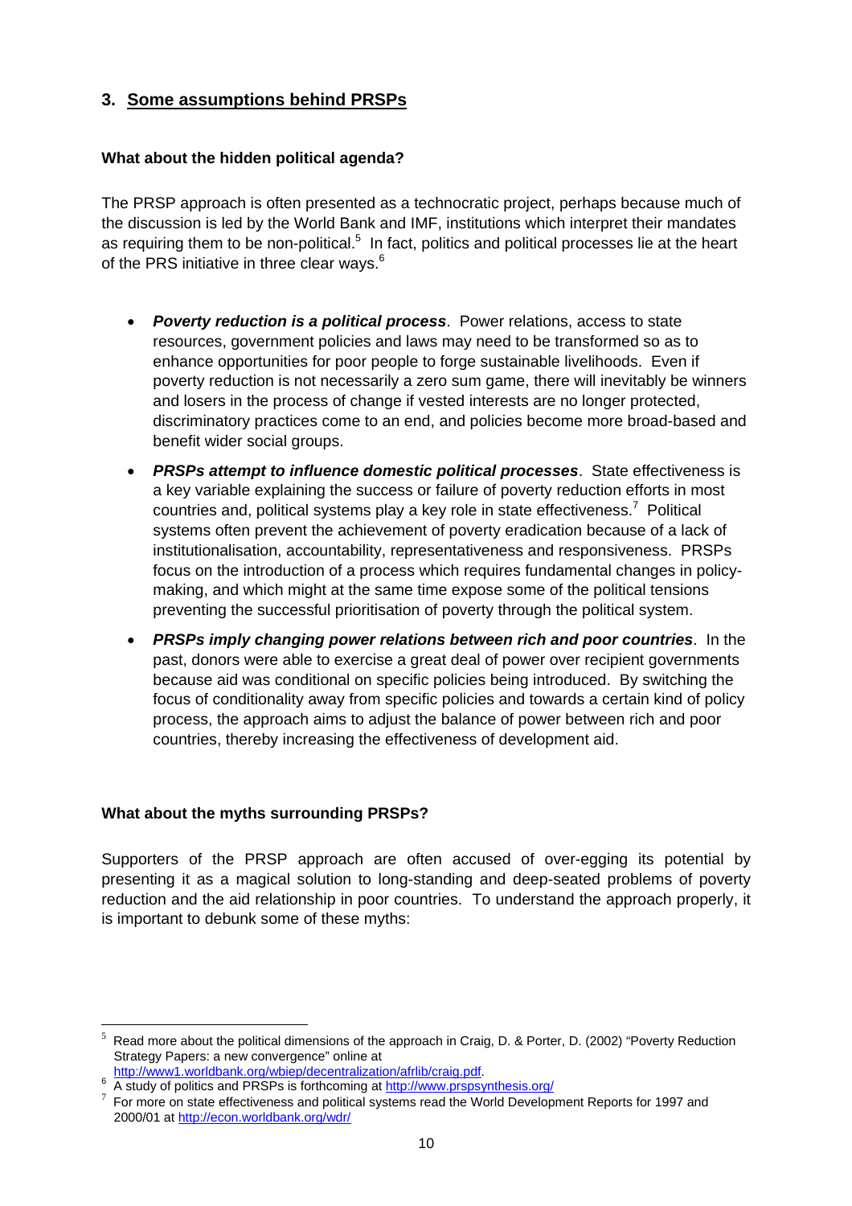## 3. Some assumptions behind PRSPs

**What about the hidden political agenda?**

The PRSP approach is often presented as a technocratic project, perhaps because much of the discussion is led by the World Bank and IMF, institutions which interpret their mandates as requiring them to be non-political.[5] In fact, politics and political processes lie at the heart of the PRS initiative in three clear ways.[6]

- ***Poverty reduction is a political process***. Power relations, access to state resources, government policies and laws may need to be transformed so as to enhance opportunities for poor people to forge sustainable livelihoods. Even if poverty reduction is not necessarily a zero sum game, there will inevitably be winners and losers in the process of change if vested interests are no longer protected, discriminatory practices come to an end, and policies become more broad-based and benefit wider social groups.
- ***PRSPs attempt to influence domestic political processes***. State effectiveness is a key variable explaining the success or failure of poverty reduction efforts in most countries and, political systems play a key role in state effectiveness.[7] Political systems often prevent the achievement of poverty eradication because of a lack of institutionalisation, accountability, representativeness and responsiveness. PRSPs focus on the introduction of a process which requires fundamental changes in policy-making, and which might at the same time expose some of the political tensions preventing the successful prioritisation of poverty through the political system.
- ***PRSPs imply changing power relations between rich and poor countries***. In the past, donors were able to exercise a great deal of power over recipient governments because aid was conditional on specific policies being introduced. By switching the focus of conditionality away from specific policies and towards a certain kind of policy process, the approach aims to adjust the balance of power between rich and poor countries, thereby increasing the effectiveness of development aid.

**What about the myths surrounding PRSPs?**

Supporters of the PRSP approach are often accused of over-egging its potential by presenting it as a magical solution to long-standing and deep-seated problems of poverty reduction and the aid relationship in poor countries. To understand the approach properly, it is important to debunk some of these myths:

---

[5] Read more about the political dimensions of the approach in Craig, D. & Porter, D. (2002) "Poverty Reduction Strategy Papers: a new convergence" online at http://www1.worldbank.org/wbiep/decentralization/afrlib/craig.pdf.

[6] A study of politics and PRSPs is forthcoming at http://www.prspsynthesis.org/

[7] For more on state effectiveness and political systems read the World Development Reports for 1997 and 2000/01 at http://econ.worldbank.org/wdr/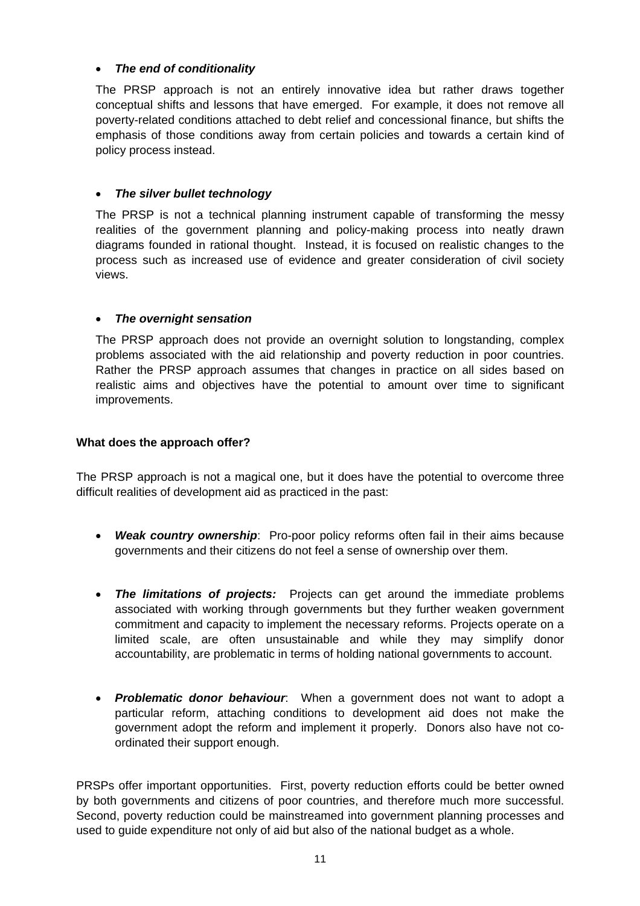- ***The end of conditionality***

  The PRSP approach is not an entirely innovative idea but rather draws together conceptual shifts and lessons that have emerged. For example, it does not remove all poverty-related conditions attached to debt relief and concessional finance, but shifts the emphasis of those conditions away from certain policies and towards a certain kind of policy process instead.

- ***The silver bullet technology***

  The PRSP is not a technical planning instrument capable of transforming the messy realities of the government planning and policy-making process into neatly drawn diagrams founded in rational thought. Instead, it is focused on realistic changes to the process such as increased use of evidence and greater consideration of civil society views.

- ***The overnight sensation***

  The PRSP approach does not provide an overnight solution to longstanding, complex problems associated with the aid relationship and poverty reduction in poor countries. Rather the PRSP approach assumes that changes in practice on all sides based on realistic aims and objectives have the potential to amount over time to significant improvements.

**What does the approach offer?**

The PRSP approach is not a magical one, but it does have the potential to overcome three difficult realities of development aid as practiced in the past:

- ***Weak country ownership***: Pro-poor policy reforms often fail in their aims because governments and their citizens do not feel a sense of ownership over them.

- ***The limitations of projects:*** Projects can get around the immediate problems associated with working through governments but they further weaken government commitment and capacity to implement the necessary reforms. Projects operate on a limited scale, are often unsustainable and while they may simplify donor accountability, are problematic in terms of holding national governments to account.

- ***Problematic donor behaviour***: When a government does not want to adopt a particular reform, attaching conditions to development aid does not make the government adopt the reform and implement it properly. Donors also have not co-ordinated their support enough.

PRSPs offer important opportunities. First, poverty reduction efforts could be better owned by both governments and citizens of poor countries, and therefore much more successful. Second, poverty reduction could be mainstreamed into government planning processes and used to guide expenditure not only of aid but also of the national budget as a whole.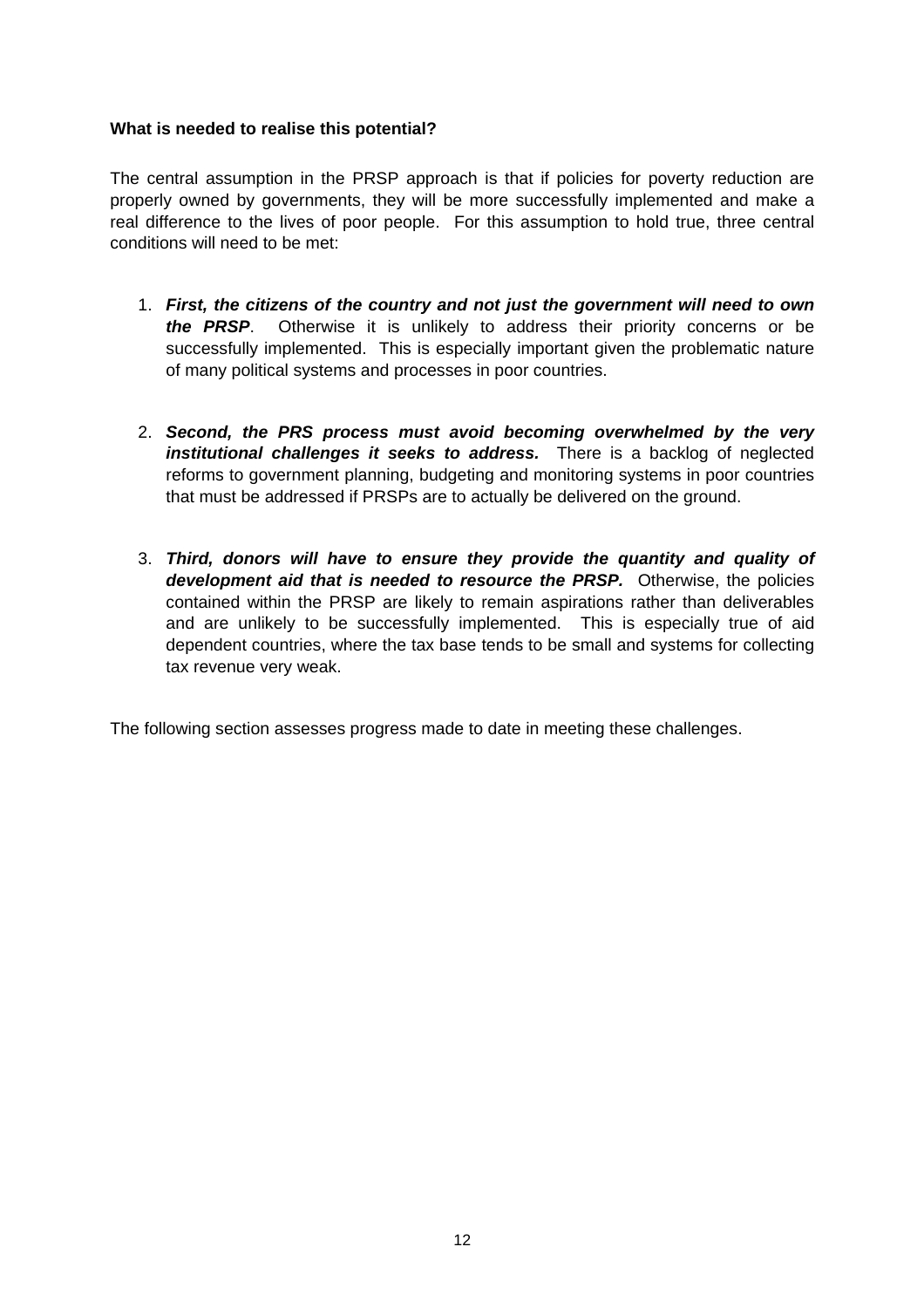**What is needed to realise this potential?**

The central assumption in the PRSP approach is that if policies for poverty reduction are properly owned by governments, they will be more successfully implemented and make a real difference to the lives of poor people. For this assumption to hold true, three central conditions will need to be met:

1. ***First, the citizens of the country and not just the government will need to own the PRSP***. Otherwise it is unlikely to address their priority concerns or be successfully implemented. This is especially important given the problematic nature of many political systems and processes in poor countries.

2. ***Second, the PRS process must avoid becoming overwhelmed by the very institutional challenges it seeks to address.*** There is a backlog of neglected reforms to government planning, budgeting and monitoring systems in poor countries that must be addressed if PRSPs are to actually be delivered on the ground.

3. ***Third, donors will have to ensure they provide the quantity and quality of development aid that is needed to resource the PRSP.*** Otherwise, the policies contained within the PRSP are likely to remain aspirations rather than deliverables and are unlikely to be successfully implemented. This is especially true of aid dependent countries, where the tax base tends to be small and systems for collecting tax revenue very weak.

The following section assesses progress made to date in meeting these challenges.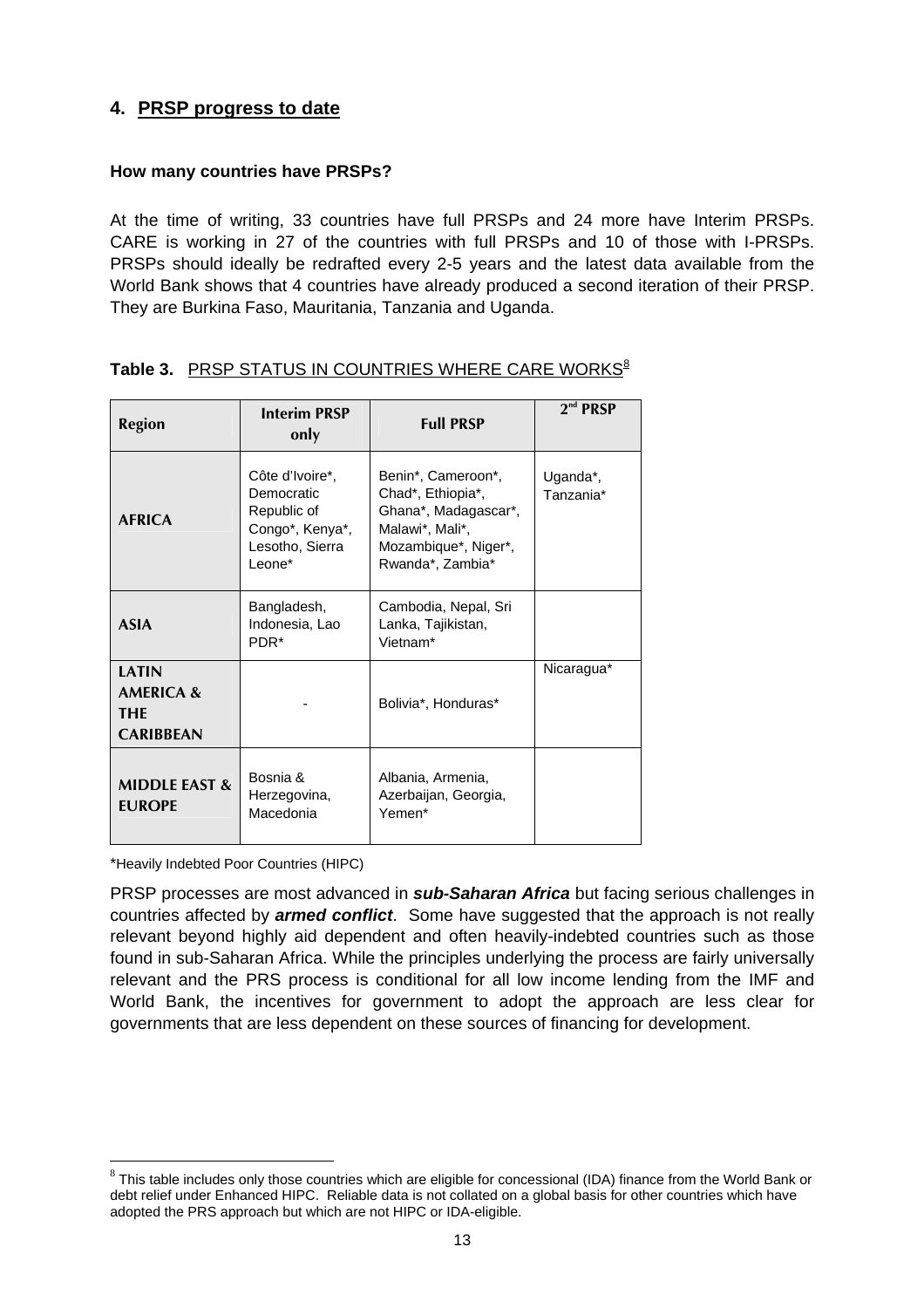## 4. PRSP progress to date

**How many countries have PRSPs?**

At the time of writing, 33 countries have full PRSPs and 24 more have Interim PRSPs. CARE is working in 27 of the countries with full PRSPs and 10 of those with I-PRSPs. PRSPs should ideally be redrafted every 2-5 years and the latest data available from the World Bank shows that 4 countries have already produced a second iteration of their PRSP. They are Burkina Faso, Mauritania, Tanzania and Uganda.

**Table 3.** PRSP STATUS IN COUNTRIES WHERE CARE WORKS[8]

| Region | Interim PRSP only | Full PRSP | 2nd PRSP |
|---|---|---|---|
| **AFRICA** | Côte d'Ivoire*, Democratic Republic of Congo*, Kenya*, Lesotho, Sierra Leone* | Benin*, Cameroon*, Chad*, Ethiopia*, Ghana*, Madagascar*, Malawi*, Mali*, Mozambique*, Niger*, Rwanda*, Zambia* | Uganda*, Tanzania* |
| **ASIA** | Bangladesh, Indonesia, Lao PDR* | Cambodia, Nepal, Sri Lanka, Tajikistan, Vietnam* | |
| **LATIN AMERICA & THE CARIBBEAN** | - | Bolivia*, Honduras* | Nicaragua* |
| **MIDDLE EAST & EUROPE** | Bosnia & Herzegovina, Macedonia | Albania, Armenia, Azerbaijan, Georgia, Yemen* | |

*Heavily Indebted Poor Countries (HIPC)

PRSP processes are most advanced in ***sub-Saharan Africa*** but facing serious challenges in countries affected by ***armed conflict***. Some have suggested that the approach is not really relevant beyond highly aid dependent and often heavily-indebted countries such as those found in sub-Saharan Africa. While the principles underlying the process are fairly universally relevant and the PRS process is conditional for all low income lending from the IMF and World Bank, the incentives for government to adopt the approach are less clear for governments that are less dependent on these sources of financing for development.

[8] This table includes only those countries which are eligible for concessional (IDA) finance from the World Bank or debt relief under Enhanced HIPC. Reliable data is not collated on a global basis for other countries which have adopted the PRS approach but which are not HIPC or IDA-eligible.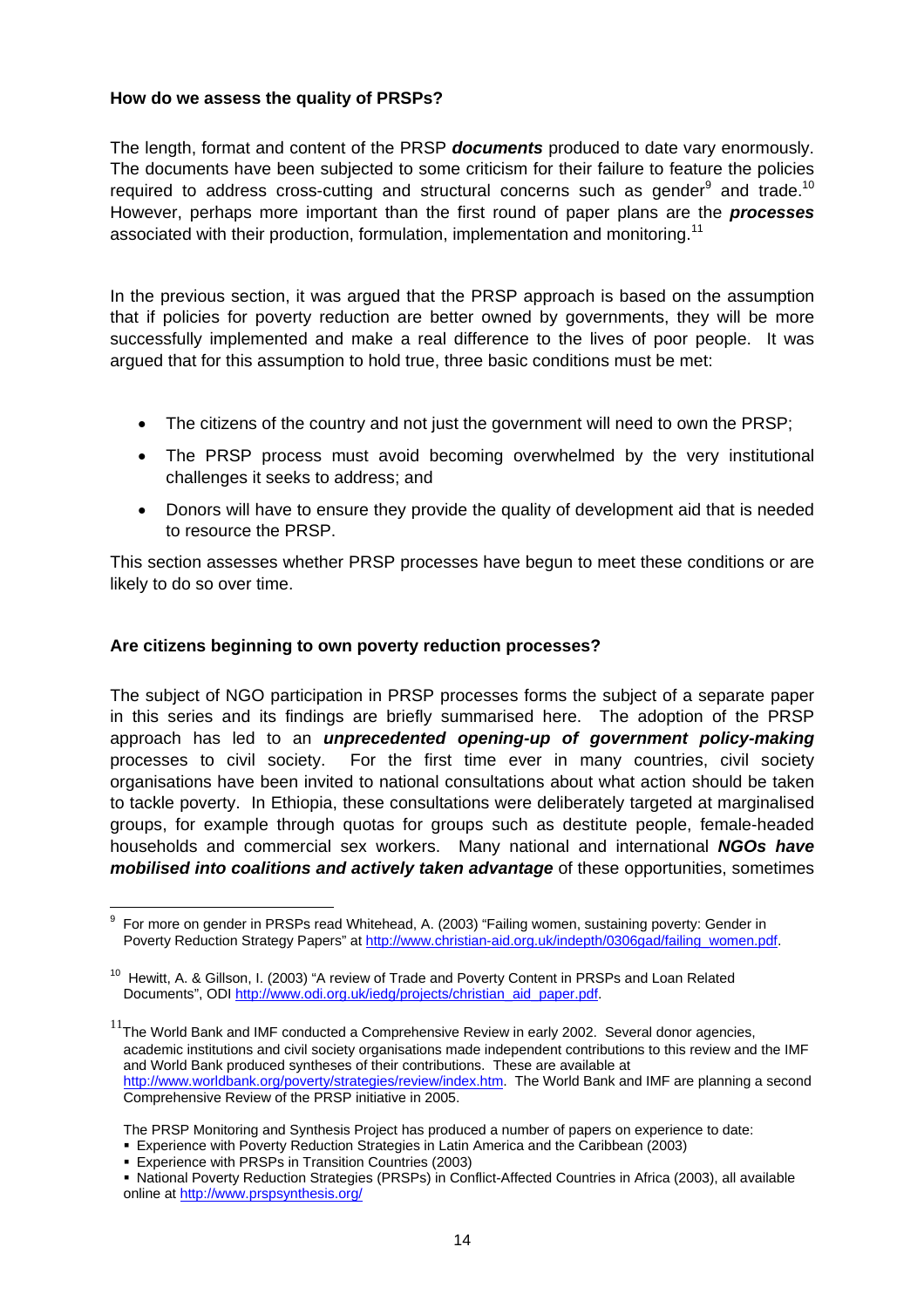**How do we assess the quality of PRSPs?**

The length, format and content of the PRSP ***documents*** produced to date vary enormously. The documents have been subjected to some criticism for their failure to feature the policies required to address cross-cutting and structural concerns such as gender[9] and trade.[10] However, perhaps more important than the first round of paper plans are the ***processes*** associated with their production, formulation, implementation and monitoring.[11]

In the previous section, it was argued that the PRSP approach is based on the assumption that if policies for poverty reduction are better owned by governments, they will be more successfully implemented and make a real difference to the lives of poor people. It was argued that for this assumption to hold true, three basic conditions must be met:

- The citizens of the country and not just the government will need to own the PRSP;
- The PRSP process must avoid becoming overwhelmed by the very institutional challenges it seeks to address; and
- Donors will have to ensure they provide the quality of development aid that is needed to resource the PRSP.

This section assesses whether PRSP processes have begun to meet these conditions or are likely to do so over time.

**Are citizens beginning to own poverty reduction processes?**

The subject of NGO participation in PRSP processes forms the subject of a separate paper in this series and its findings are briefly summarised here. The adoption of the PRSP approach has led to an ***unprecedented opening-up of government policy-making*** processes to civil society. For the first time ever in many countries, civil society organisations have been invited to national consultations about what action should be taken to tackle poverty. In Ethiopia, these consultations were deliberately targeted at marginalised groups, for example through quotas for groups such as destitute people, female-headed households and commercial sex workers. Many national and international ***NGOs have mobilised into coalitions and actively taken advantage*** of these opportunities, sometimes

---

[9] For more on gender in PRSPs read Whitehead, A. (2003) "Failing women, sustaining poverty: Gender in Poverty Reduction Strategy Papers" at http://www.christian-aid.org.uk/indepth/0306gad/failing_women.pdf.

[10] Hewitt, A. & Gillson, I. (2003) "A review of Trade and Poverty Content in PRSPs and Loan Related Documents", ODI http://www.odi.org.uk/iedg/projects/christian_aid_paper.pdf.

[11] The World Bank and IMF conducted a Comprehensive Review in early 2002. Several donor agencies, academic institutions and civil society organisations made independent contributions to this review and the IMF and World Bank produced syntheses of their contributions. These are available at http://www.worldbank.org/poverty/strategies/review/index.htm. The World Bank and IMF are planning a second Comprehensive Review of the PRSP initiative in 2005.

The PRSP Monitoring and Synthesis Project has produced a number of papers on experience to date:

- Experience with Poverty Reduction Strategies in Latin America and the Caribbean (2003)
- Experience with PRSPs in Transition Countries (2003)
- National Poverty Reduction Strategies (PRSPs) in Conflict-Affected Countries in Africa (2003), all available online at http://www.prspsynthesis.org/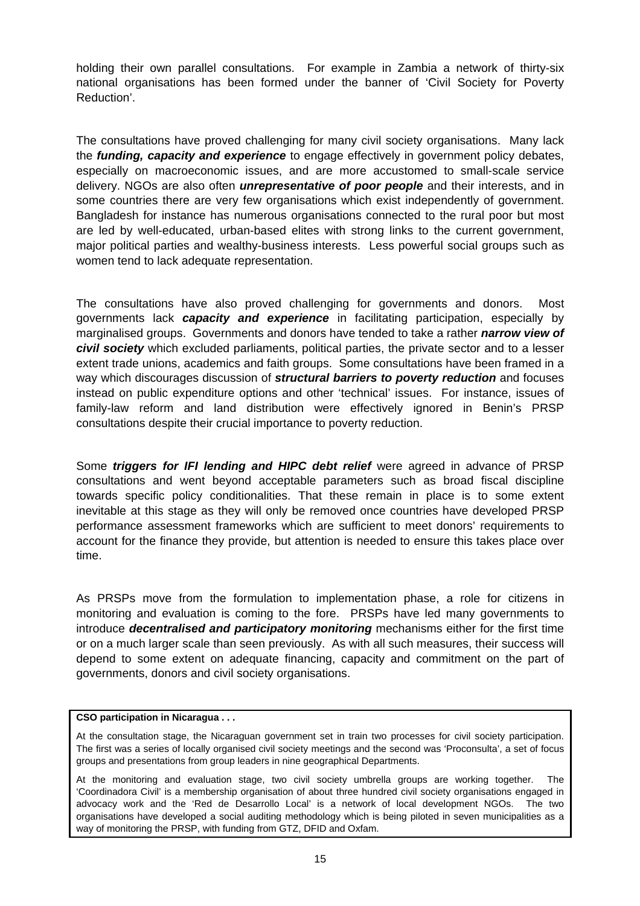holding their own parallel consultations. For example in Zambia a network of thirty-six national organisations has been formed under the banner of 'Civil Society for Poverty Reduction'.

The consultations have proved challenging for many civil society organisations. Many lack the ***funding, capacity and experience*** to engage effectively in government policy debates, especially on macroeconomic issues, and are more accustomed to small-scale service delivery. NGOs are also often ***unrepresentative of poor people*** and their interests, and in some countries there are very few organisations which exist independently of government. Bangladesh for instance has numerous organisations connected to the rural poor but most are led by well-educated, urban-based elites with strong links to the current government, major political parties and wealthy-business interests. Less powerful social groups such as women tend to lack adequate representation.

The consultations have also proved challenging for governments and donors. Most governments lack ***capacity and experience*** in facilitating participation, especially by marginalised groups. Governments and donors have tended to take a rather ***narrow view of civil society*** which excluded parliaments, political parties, the private sector and to a lesser extent trade unions, academics and faith groups. Some consultations have been framed in a way which discourages discussion of ***structural barriers to poverty reduction*** and focuses instead on public expenditure options and other 'technical' issues. For instance, issues of family-law reform and land distribution were effectively ignored in Benin's PRSP consultations despite their crucial importance to poverty reduction.

Some ***triggers for IFI lending and HIPC debt relief*** were agreed in advance of PRSP consultations and went beyond acceptable parameters such as broad fiscal discipline towards specific policy conditionalities. That these remain in place is to some extent inevitable at this stage as they will only be removed once countries have developed PRSP performance assessment frameworks which are sufficient to meet donors' requirements to account for the finance they provide, but attention is needed to ensure this takes place over time.

As PRSPs move from the formulation to implementation phase, a role for citizens in monitoring and evaluation is coming to the fore. PRSPs have led many governments to introduce ***decentralised and participatory monitoring*** mechanisms either for the first time or on a much larger scale than seen previously. As with all such measures, their success will depend to some extent on adequate financing, capacity and commitment on the part of governments, donors and civil society organisations.

**CSO participation in Nicaragua . . .**

At the consultation stage, the Nicaraguan government set in train two processes for civil society participation. The first was a series of locally organised civil society meetings and the second was 'Proconsulta', a set of focus groups and presentations from group leaders in nine geographical Departments.

At the monitoring and evaluation stage, two civil society umbrella groups are working together. The 'Coordinadora Civil' is a membership organisation of about three hundred civil society organisations engaged in advocacy work and the 'Red de Desarrollo Local' is a network of local development NGOs. The two organisations have developed a social auditing methodology which is being piloted in seven municipalities as a way of monitoring the PRSP, with funding from GTZ, DFID and Oxfam.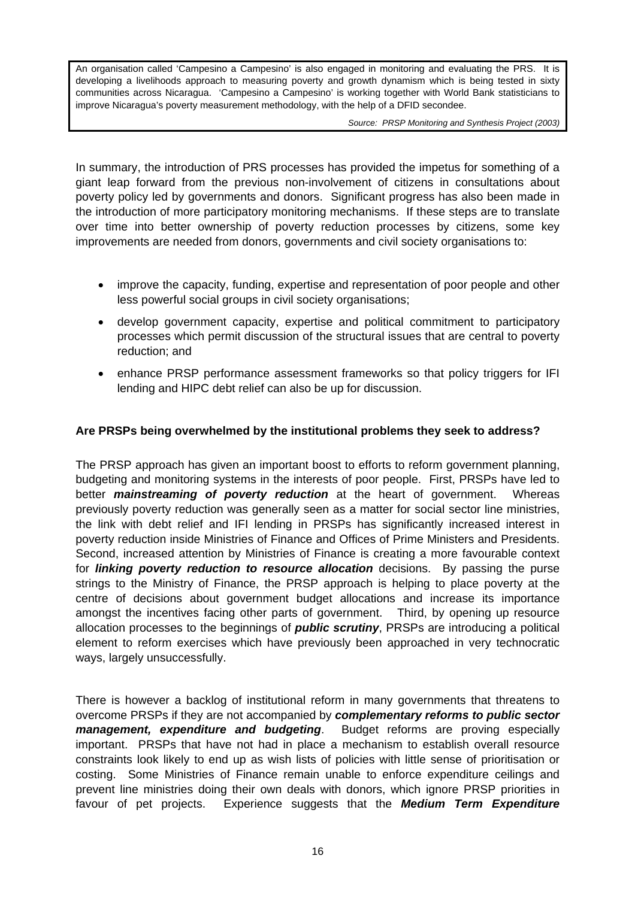An organisation called 'Campesino a Campesino' is also engaged in monitoring and evaluating the PRS. It is developing a livelihoods approach to measuring poverty and growth dynamism which is being tested in sixty communities across Nicaragua. 'Campesino a Campesino' is working together with World Bank statisticians to improve Nicaragua's poverty measurement methodology, with the help of a DFID secondee.

*Source: PRSP Monitoring and Synthesis Project (2003)*

In summary, the introduction of PRS processes has provided the impetus for something of a giant leap forward from the previous non-involvement of citizens in consultations about poverty policy led by governments and donors. Significant progress has also been made in the introduction of more participatory monitoring mechanisms. If these steps are to translate over time into better ownership of poverty reduction processes by citizens, some key improvements are needed from donors, governments and civil society organisations to:

- improve the capacity, funding, expertise and representation of poor people and other less powerful social groups in civil society organisations;
- develop government capacity, expertise and political commitment to participatory processes which permit discussion of the structural issues that are central to poverty reduction; and
- enhance PRSP performance assessment frameworks so that policy triggers for IFI lending and HIPC debt relief can also be up for discussion.

**Are PRSPs being overwhelmed by the institutional problems they seek to address?**

The PRSP approach has given an important boost to efforts to reform government planning, budgeting and monitoring systems in the interests of poor people. First, PRSPs have led to better ***mainstreaming of poverty reduction*** at the heart of government. Whereas previously poverty reduction was generally seen as a matter for social sector line ministries, the link with debt relief and IFI lending in PRSPs has significantly increased interest in poverty reduction inside Ministries of Finance and Offices of Prime Ministers and Presidents. Second, increased attention by Ministries of Finance is creating a more favourable context for ***linking poverty reduction to resource allocation*** decisions. By passing the purse strings to the Ministry of Finance, the PRSP approach is helping to place poverty at the centre of decisions about government budget allocations and increase its importance amongst the incentives facing other parts of government. Third, by opening up resource allocation processes to the beginnings of ***public scrutiny***, PRSPs are introducing a political element to reform exercises which have previously been approached in very technocratic ways, largely unsuccessfully.

There is however a backlog of institutional reform in many governments that threatens to overcome PRSPs if they are not accompanied by ***complementary reforms to public sector management, expenditure and budgeting***. Budget reforms are proving especially important. PRSPs that have not had in place a mechanism to establish overall resource constraints look likely to end up as wish lists of policies with little sense of prioritisation or costing. Some Ministries of Finance remain unable to enforce expenditure ceilings and prevent line ministries doing their own deals with donors, which ignore PRSP priorities in favour of pet projects. Experience suggests that the ***Medium Term Expenditure***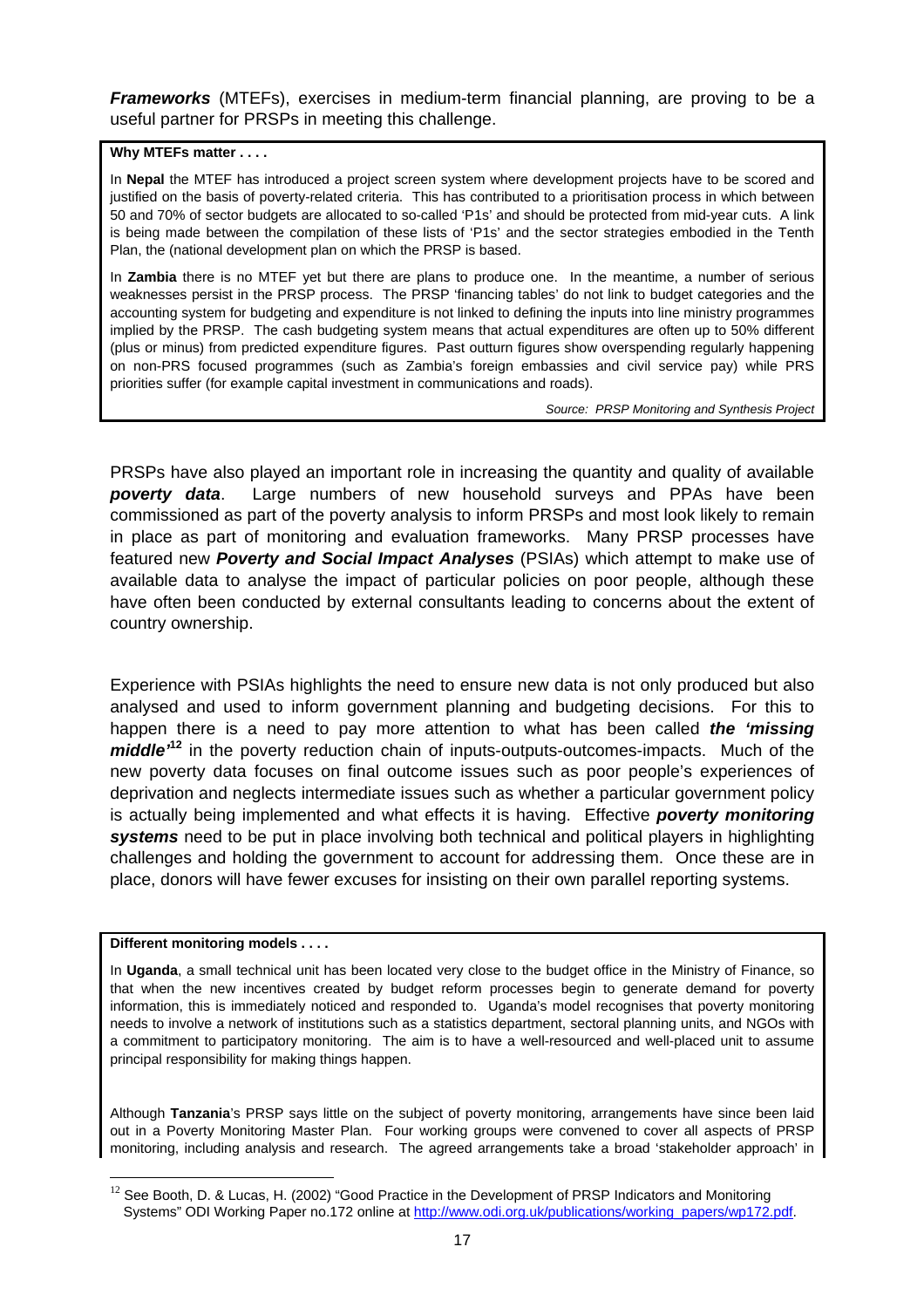***Frameworks*** (MTEFs), exercises in medium-term financial planning, are proving to be a useful partner for PRSPs in meeting this challenge.

> **Why MTEFs matter . . . .**
>
> In **Nepal** the MTEF has introduced a project screen system where development projects have to be scored and justified on the basis of poverty-related criteria. This has contributed to a prioritisation process in which between 50 and 70% of sector budgets are allocated to so-called 'P1s' and should be protected from mid-year cuts. A link is being made between the compilation of these lists of 'P1s' and the sector strategies embodied in the Tenth Plan, the (national development plan on which the PRSP is based.
>
> In **Zambia** there is no MTEF yet but there are plans to produce one. In the meantime, a number of serious weaknesses persist in the PRSP process. The PRSP 'financing tables' do not link to budget categories and the accounting system for budgeting and expenditure is not linked to defining the inputs into line ministry programmes implied by the PRSP. The cash budgeting system means that actual expenditures are often up to 50% different (plus or minus) from predicted expenditure figures. Past outturn figures show overspending regularly happening on non-PRS focused programmes (such as Zambia's foreign embassies and civil service pay) while PRS priorities suffer (for example capital investment in communications and roads).
>
> *Source: PRSP Monitoring and Synthesis Project*

PRSPs have also played an important role in increasing the quantity and quality of available ***poverty data***. Large numbers of new household surveys and PPAs have been commissioned as part of the poverty analysis to inform PRSPs and most look likely to remain in place as part of monitoring and evaluation frameworks. Many PRSP processes have featured new ***Poverty and Social Impact Analyses*** (PSIAs) which attempt to make use of available data to analyse the impact of particular policies on poor people, although these have often been conducted by external consultants leading to concerns about the extent of country ownership.

Experience with PSIAs highlights the need to ensure new data is not only produced but also analysed and used to inform government planning and budgeting decisions. For this to happen there is a need to pay more attention to what has been called ***the 'missing middle'***[12] in the poverty reduction chain of inputs-outputs-outcomes-impacts. Much of the new poverty data focuses on final outcome issues such as poor people's experiences of deprivation and neglects intermediate issues such as whether a particular government policy is actually being implemented and what effects it is having. Effective ***poverty monitoring systems*** need to be put in place involving both technical and political players in highlighting challenges and holding the government to account for addressing them. Once these are in place, donors will have fewer excuses for insisting on their own parallel reporting systems.

> **Different monitoring models . . . .**
>
> In **Uganda**, a small technical unit has been located very close to the budget office in the Ministry of Finance, so that when the new incentives created by budget reform processes begin to generate demand for poverty information, this is immediately noticed and responded to. Uganda's model recognises that poverty monitoring needs to involve a network of institutions such as a statistics department, sectoral planning units, and NGOs with a commitment to participatory monitoring. The aim is to have a well-resourced and well-placed unit to assume principal responsibility for making things happen.
>
> Although **Tanzania**'s PRSP says little on the subject of poverty monitoring, arrangements have since been laid out in a Poverty Monitoring Master Plan. Four working groups were convened to cover all aspects of PRSP monitoring, including analysis and research. The agreed arrangements take a broad 'stakeholder approach' in

[12] See Booth, D. & Lucas, H. (2002) "Good Practice in the Development of PRSP Indicators and Monitoring Systems" ODI Working Paper no.172 online at http://www.odi.org.uk/publications/working_papers/wp172.pdf.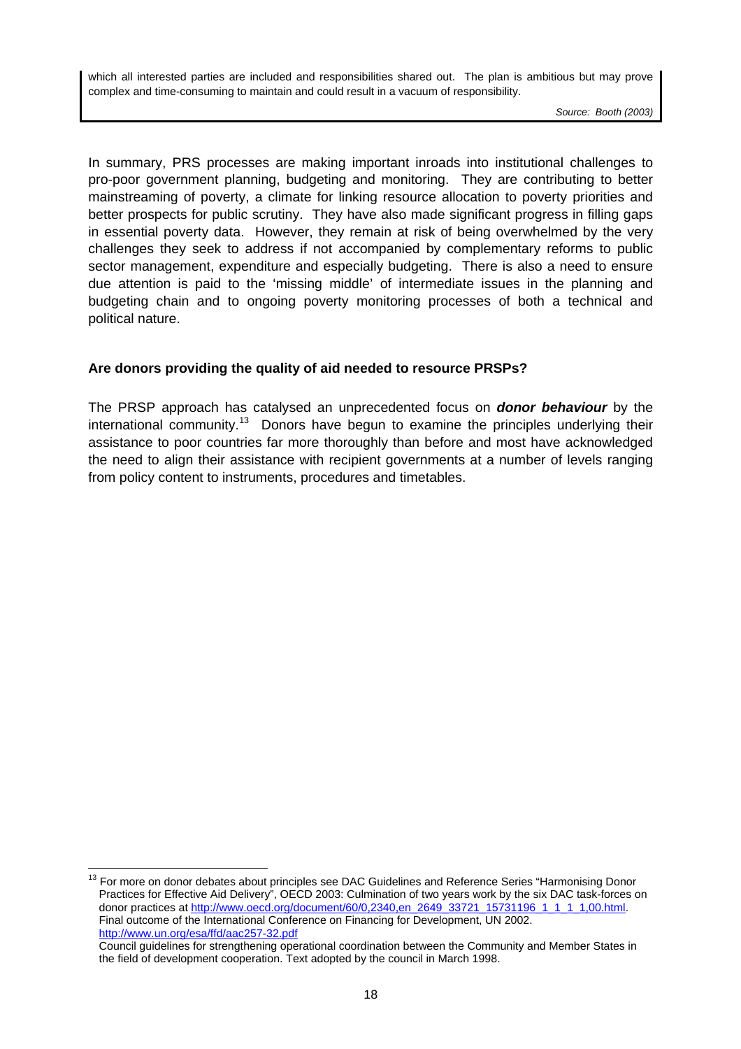which all interested parties are included and responsibilities shared out. The plan is ambitious but may prove complex and time-consuming to maintain and could result in a vacuum of responsibility.

*Source: Booth (2003)*

In summary, PRS processes are making important inroads into institutional challenges to pro-poor government planning, budgeting and monitoring. They are contributing to better mainstreaming of poverty, a climate for linking resource allocation to poverty priorities and better prospects for public scrutiny. They have also made significant progress in filling gaps in essential poverty data. However, they remain at risk of being overwhelmed by the very challenges they seek to address if not accompanied by complementary reforms to public sector management, expenditure and especially budgeting. There is also a need to ensure due attention is paid to the 'missing middle' of intermediate issues in the planning and budgeting chain and to ongoing poverty monitoring processes of both a technical and political nature.

**Are donors providing the quality of aid needed to resource PRSPs?**

The PRSP approach has catalysed an unprecedented focus on ***donor behaviour*** by the international community.[13] Donors have begun to examine the principles underlying their assistance to poor countries far more thoroughly than before and most have acknowledged the need to align their assistance with recipient governments at a number of levels ranging from policy content to instruments, procedures and timetables.

---

[13] For more on donor debates about principles see DAC Guidelines and Reference Series "Harmonising Donor Practices for Effective Aid Delivery", OECD 2003: Culmination of two years work by the six DAC task-forces on donor practices at http://www.oecd.org/document/60/0,2340,en_2649_33721_15731196_1_1_1_1,00.html.
Final outcome of the International Conference on Financing for Development, UN 2002.
http://www.un.org/esa/ffd/aac257-32.pdf
Council guidelines for strengthening operational coordination between the Community and Member States in the field of development cooperation. Text adopted by the council in March 1998.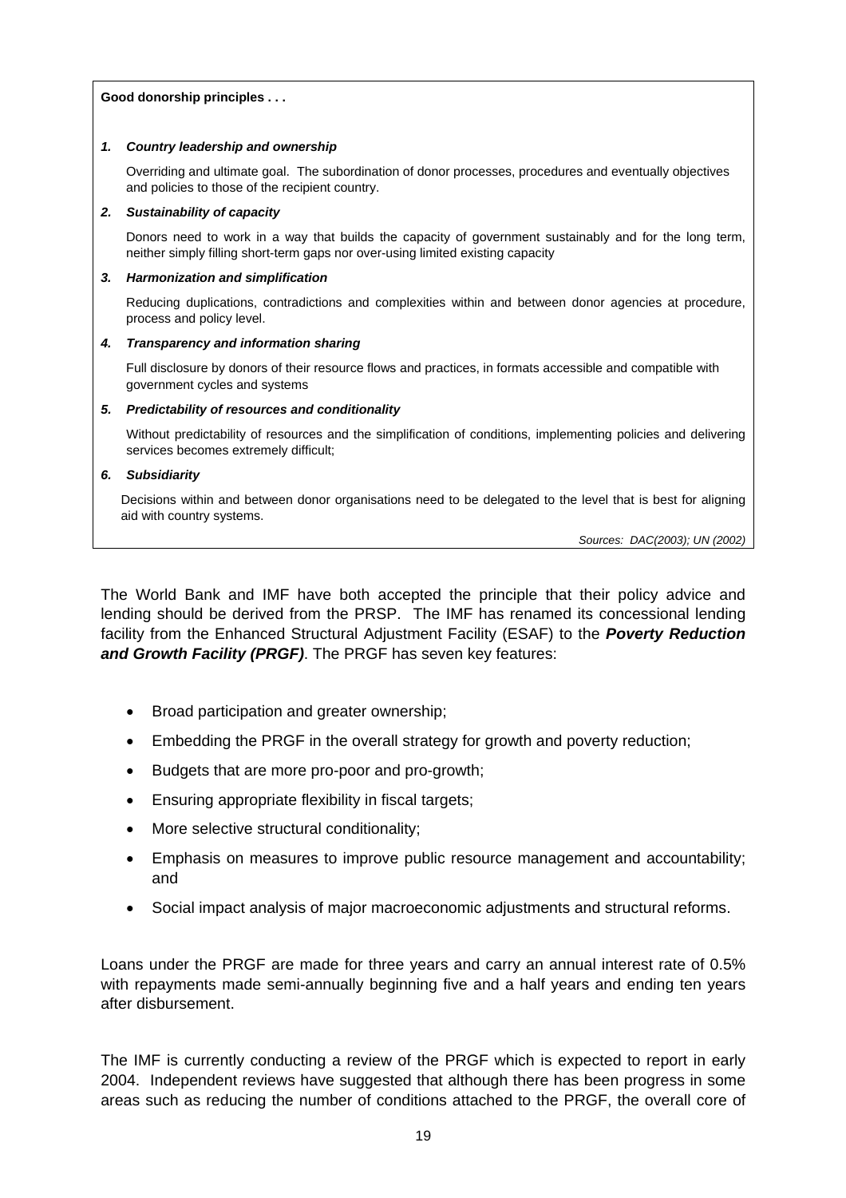**Good donorship principles . . .**

1. ***Country leadership and ownership***

   Overriding and ultimate goal. The subordination of donor processes, procedures and eventually objectives and policies to those of the recipient country.

2. ***Sustainability of capacity***

   Donors need to work in a way that builds the capacity of government sustainably and for the long term, neither simply filling short-term gaps nor over-using limited existing capacity

3. ***Harmonization and simplification***

   Reducing duplications, contradictions and complexities within and between donor agencies at procedure, process and policy level.

4. ***Transparency and information sharing***

   Full disclosure by donors of their resource flows and practices, in formats accessible and compatible with government cycles and systems

5. ***Predictability of resources and conditionality***

   Without predictability of resources and the simplification of conditions, implementing policies and delivering services becomes extremely difficult;

6. ***Subsidiarity***

   Decisions within and between donor organisations need to be delegated to the level that is best for aligning aid with country systems.

*Sources: DAC(2003); UN (2002)*

The World Bank and IMF have both accepted the principle that their policy advice and lending should be derived from the PRSP. The IMF has renamed its concessional lending facility from the Enhanced Structural Adjustment Facility (ESAF) to the ***Poverty Reduction and Growth Facility (PRGF)***. The PRGF has seven key features:

- Broad participation and greater ownership;
- Embedding the PRGF in the overall strategy for growth and poverty reduction;
- Budgets that are more pro-poor and pro-growth;
- Ensuring appropriate flexibility in fiscal targets;
- More selective structural conditionality;
- Emphasis on measures to improve public resource management and accountability; and
- Social impact analysis of major macroeconomic adjustments and structural reforms.

Loans under the PRGF are made for three years and carry an annual interest rate of 0.5% with repayments made semi-annually beginning five and a half years and ending ten years after disbursement.

The IMF is currently conducting a review of the PRGF which is expected to report in early 2004. Independent reviews have suggested that although there has been progress in some areas such as reducing the number of conditions attached to the PRGF, the overall core of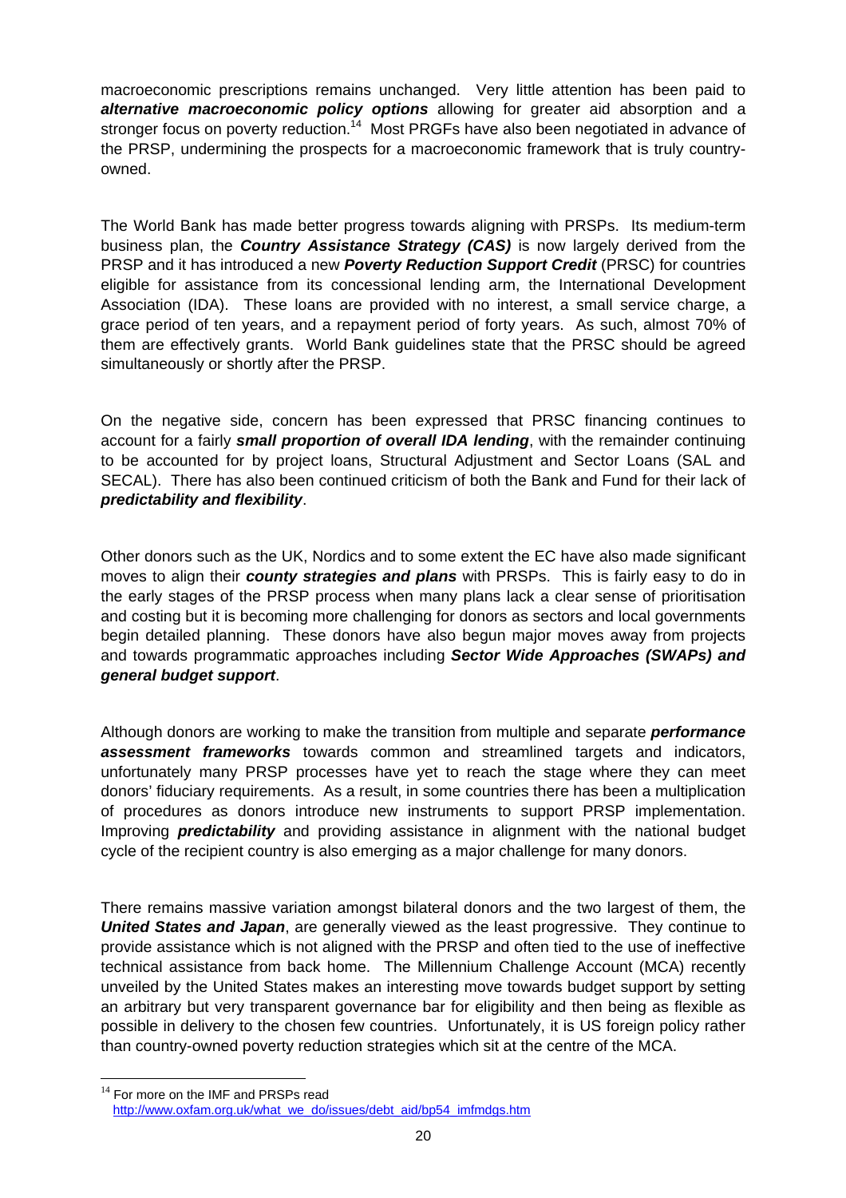macroeconomic prescriptions remains unchanged. Very little attention has been paid to ***alternative macroeconomic policy options*** allowing for greater aid absorption and a stronger focus on poverty reduction.[14] Most PRGFs have also been negotiated in advance of the PRSP, undermining the prospects for a macroeconomic framework that is truly country-owned.

The World Bank has made better progress towards aligning with PRSPs. Its medium-term business plan, the ***Country Assistance Strategy (CAS)*** is now largely derived from the PRSP and it has introduced a new ***Poverty Reduction Support Credit*** (PRSC) for countries eligible for assistance from its concessional lending arm, the International Development Association (IDA). These loans are provided with no interest, a small service charge, a grace period of ten years, and a repayment period of forty years. As such, almost 70% of them are effectively grants. World Bank guidelines state that the PRSC should be agreed simultaneously or shortly after the PRSP.

On the negative side, concern has been expressed that PRSC financing continues to account for a fairly ***small proportion of overall IDA lending***, with the remainder continuing to be accounted for by project loans, Structural Adjustment and Sector Loans (SAL and SECAL). There has also been continued criticism of both the Bank and Fund for their lack of ***predictability and flexibility***.

Other donors such as the UK, Nordics and to some extent the EC have also made significant moves to align their ***county strategies and plans*** with PRSPs. This is fairly easy to do in the early stages of the PRSP process when many plans lack a clear sense of prioritisation and costing but it is becoming more challenging for donors as sectors and local governments begin detailed planning. These donors have also begun major moves away from projects and towards programmatic approaches including ***Sector Wide Approaches (SWAPs) and general budget support***.

Although donors are working to make the transition from multiple and separate ***performance assessment frameworks*** towards common and streamlined targets and indicators, unfortunately many PRSP processes have yet to reach the stage where they can meet donors' fiduciary requirements. As a result, in some countries there has been a multiplication of procedures as donors introduce new instruments to support PRSP implementation. Improving ***predictability*** and providing assistance in alignment with the national budget cycle of the recipient country is also emerging as a major challenge for many donors.

There remains massive variation amongst bilateral donors and the two largest of them, the ***United States and Japan***, are generally viewed as the least progressive. They continue to provide assistance which is not aligned with the PRSP and often tied to the use of ineffective technical assistance from back home. The Millennium Challenge Account (MCA) recently unveiled by the United States makes an interesting move towards budget support by setting an arbitrary but very transparent governance bar for eligibility and then being as flexible as possible in delivery to the chosen few countries. Unfortunately, it is US foreign policy rather than country-owned poverty reduction strategies which sit at the centre of the MCA.

---

[14] For more on the IMF and PRSPs read http://www.oxfam.org.uk/what_we_do/issues/debt_aid/bp54_imfmdgs.htm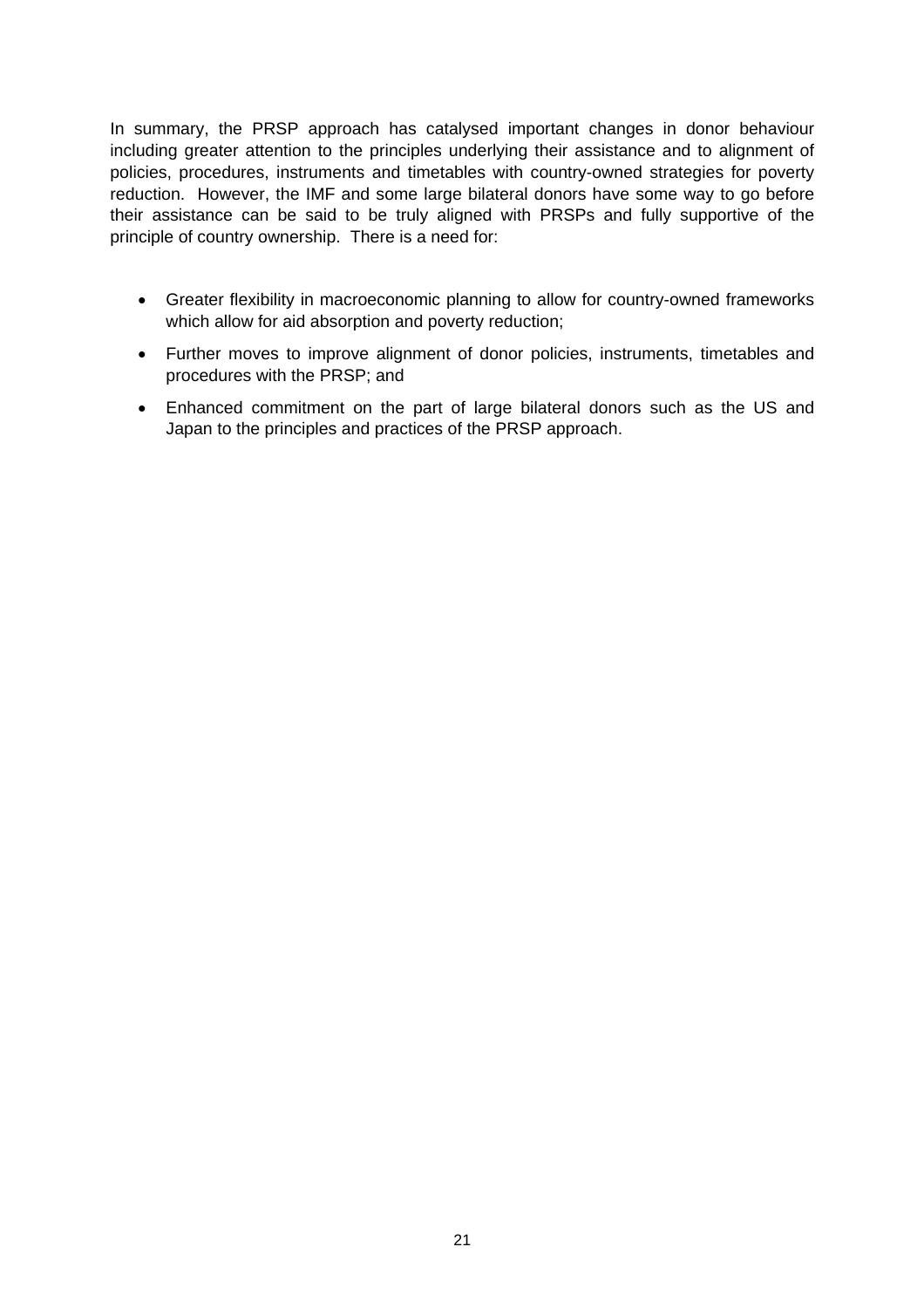In summary, the PRSP approach has catalysed important changes in donor behaviour including greater attention to the principles underlying their assistance and to alignment of policies, procedures, instruments and timetables with country-owned strategies for poverty reduction. However, the IMF and some large bilateral donors have some way to go before their assistance can be said to be truly aligned with PRSPs and fully supportive of the principle of country ownership. There is a need for:

- Greater flexibility in macroeconomic planning to allow for country-owned frameworks which allow for aid absorption and poverty reduction;
- Further moves to improve alignment of donor policies, instruments, timetables and procedures with the PRSP; and
- Enhanced commitment on the part of large bilateral donors such as the US and Japan to the principles and practices of the PRSP approach.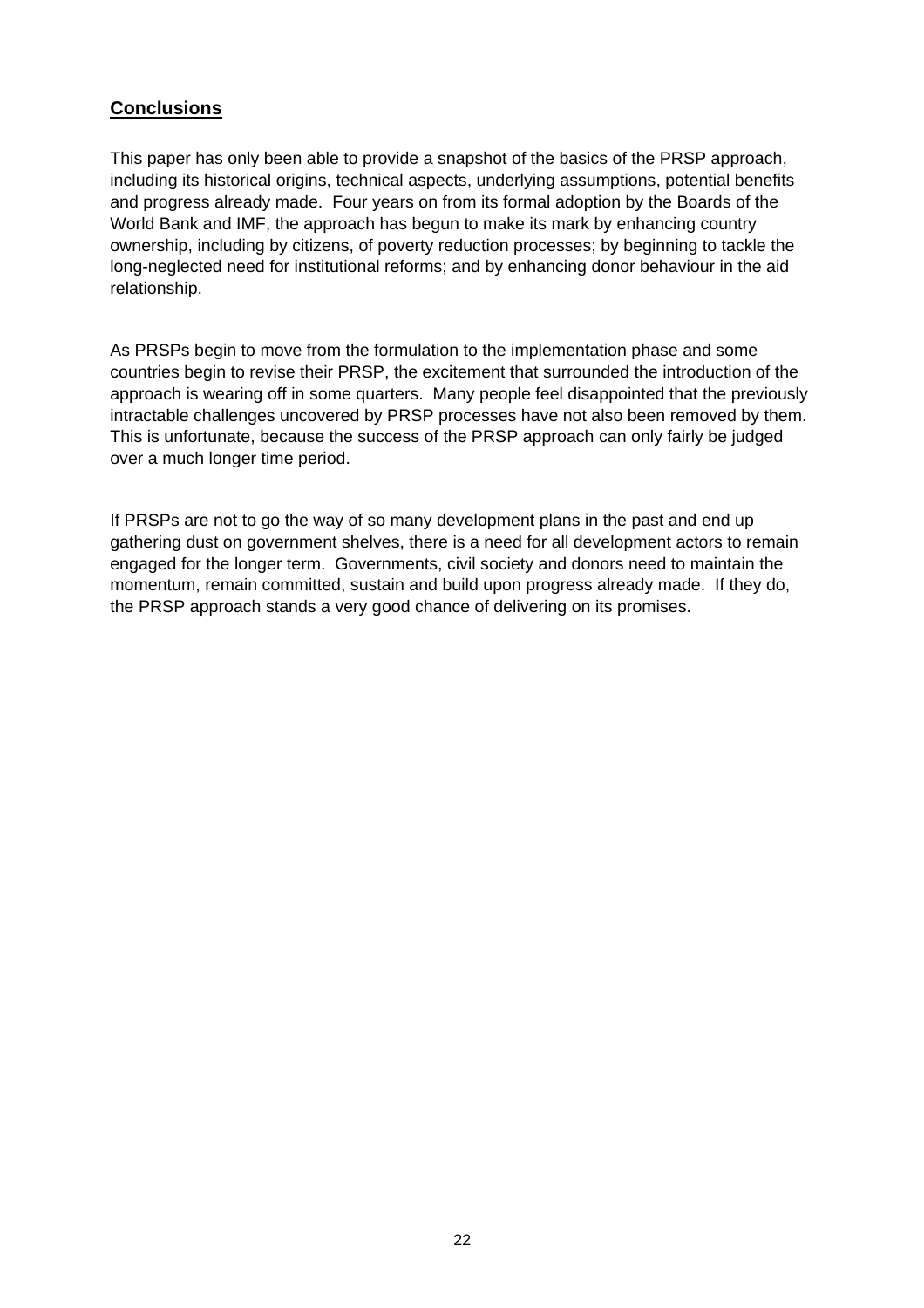## **Conclusions**

This paper has only been able to provide a snapshot of the basics of the PRSP approach, including its historical origins, technical aspects, underlying assumptions, potential benefits and progress already made. Four years on from its formal adoption by the Boards of the World Bank and IMF, the approach has begun to make its mark by enhancing country ownership, including by citizens, of poverty reduction processes; by beginning to tackle the long-neglected need for institutional reforms; and by enhancing donor behaviour in the aid relationship.

As PRSPs begin to move from the formulation to the implementation phase and some countries begin to revise their PRSP, the excitement that surrounded the introduction of the approach is wearing off in some quarters. Many people feel disappointed that the previously intractable challenges uncovered by PRSP processes have not also been removed by them. This is unfortunate, because the success of the PRSP approach can only fairly be judged over a much longer time period.

If PRSPs are not to go the way of so many development plans in the past and end up gathering dust on government shelves, there is a need for all development actors to remain engaged for the longer term. Governments, civil society and donors need to maintain the momentum, remain committed, sustain and build upon progress already made. If they do, the PRSP approach stands a very good chance of delivering on its promises.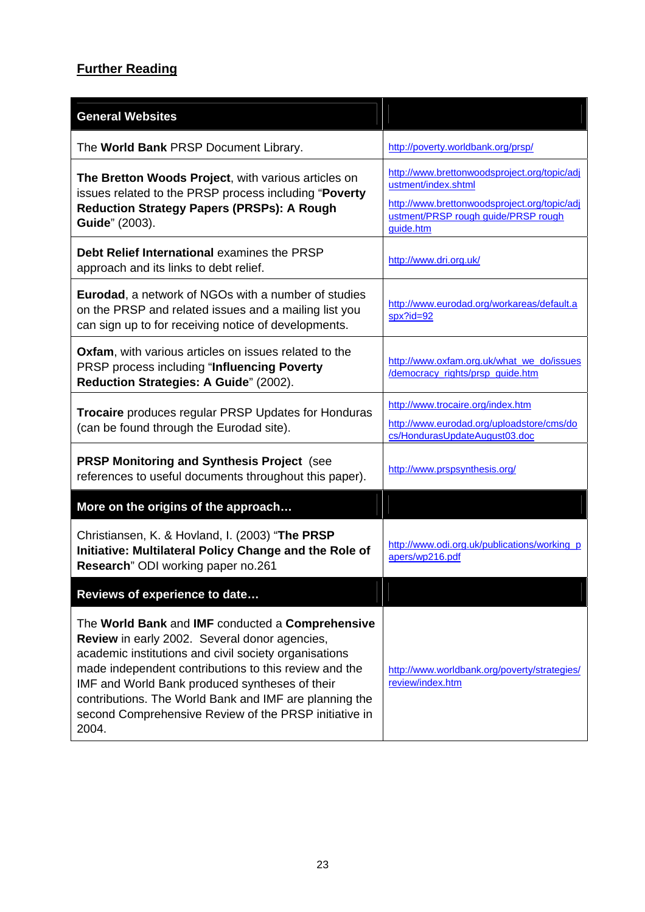## Further Reading

| General Websites | |
|---|---|
| The **World Bank** PRSP Document Library. | http://poverty.worldbank.org/prsp/ |
| **The Bretton Woods Project**, with various articles on issues related to the PRSP process including "**Poverty Reduction Strategy Papers (PRSPs): A Rough Guide**" (2003). | http://www.brettonwoodsproject.org/topic/adjustment/index.shtml<br>http://www.brettonwoodsproject.org/topic/adjustment/PRSP rough guide/PRSP rough guide.htm |
| **Debt Relief International** examines the PRSP approach and its links to debt relief. | http://www.dri.org.uk/ |
| **Eurodad**, a network of NGOs with a number of studies on the PRSP and related issues and a mailing list you can sign up to for receiving notice of developments. | http://www.eurodad.org/workareas/default.aspx?id=92 |
| **Oxfam**, with various articles on issues related to the PRSP process including "**Influencing Poverty Reduction Strategies: A Guide**" (2002). | http://www.oxfam.org.uk/what_we_do/issues/democracy_rights/prsp_guide.htm |
| **Trocaire** produces regular PRSP Updates for Honduras (can be found through the Eurodad site). | http://www.trocaire.org/index.htm<br>http://www.eurodad.org/uploadstore/cms/docs/HondurasUpdateAugust03.doc |
| **PRSP Monitoring and Synthesis Project** (see references to useful documents throughout this paper). | http://www.prspsynthesis.org/ |
| **More on the origins of the approach…** | |
| Christiansen, K. & Hovland, I. (2003) "**The PRSP Initiative: Multilateral Policy Change and the Role of Research**" ODI working paper no.261 | http://www.odi.org.uk/publications/working_papers/wp216.pdf |
| **Reviews of experience to date…** | |
| The **World Bank** and **IMF** conducted a **Comprehensive Review** in early 2002. Several donor agencies, academic institutions and civil society organisations made independent contributions to this review and the IMF and World Bank produced syntheses of their contributions. The World Bank and IMF are planning the second Comprehensive Review of the PRSP initiative in 2004. | http://www.worldbank.org/poverty/strategies/review/index.htm |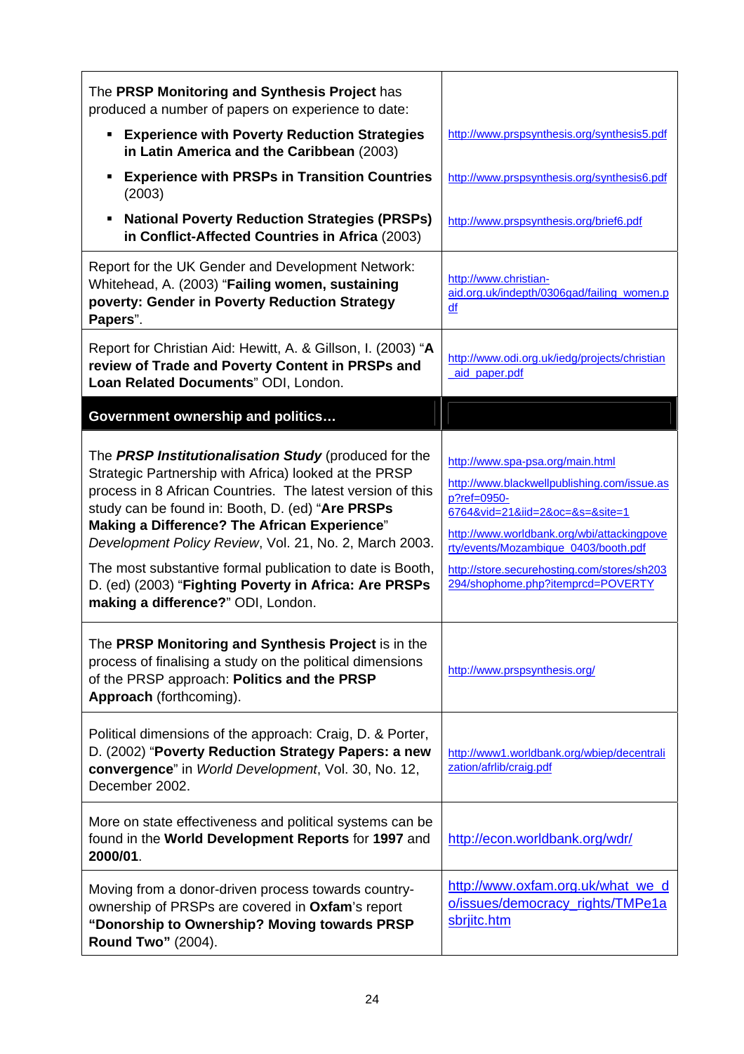| | |
|---|---|
| The **PRSP Monitoring and Synthesis Project** has produced a number of papers on experience to date: | |
| ▪ **Experience with Poverty Reduction Strategies in Latin America and the Caribbean** (2003) | http://www.prspsynthesis.org/synthesis5.pdf |
| ▪ **Experience with PRSPs in Transition Countries** (2003) | http://www.prspsynthesis.org/synthesis6.pdf |
| ▪ **National Poverty Reduction Strategies (PRSPs) in Conflict-Affected Countries in Africa** (2003) | http://www.prspsynthesis.org/brief6.pdf |
| Report for the UK Gender and Development Network: Whitehead, A. (2003) "**Failing women, sustaining poverty: Gender in Poverty Reduction Strategy Papers**". | http://www.christian-aid.org.uk/indepth/0306gad/failing_women.pdf |
| Report for Christian Aid: Hewitt, A. & Gillson, I. (2003) "**A review of Trade and Poverty Content in PRSPs and Loan Related Documents**" ODI, London. | http://www.odi.org.uk/iedg/projects/christian_aid_paper.pdf |
| **Government ownership and politics…** | |
| The ***PRSP Institutionalisation Study*** (produced for the Strategic Partnership with Africa) looked at the PRSP process in 8 African Countries. The latest version of this study can be found in: Booth, D. (ed) "**Are PRSPs Making a Difference? The African Experience**" *Development Policy Review*, Vol. 21, No. 2, March 2003. | http://www.spa-psa.org/main.html<br>http://www.blackwellpublishing.com/issue.asp?ref=0950-6764&vid=21&iid=2&oc=&s=&site=1<br>http://www.worldbank.org/wbi/attackingpoverty/events/Mozambique_0403/booth.pdf |
| The most substantive formal publication to date is Booth, D. (ed) (2003) "**Fighting Poverty in Africa: Are PRSPs making a difference?**" ODI, London. | http://store.securehosting.com/stores/sh203294/shophome.php?itemprcd=POVERTY |
| The **PRSP Monitoring and Synthesis Project** is in the process of finalising a study on the political dimensions of the PRSP approach: **Politics and the PRSP Approach** (forthcoming). | http://www.prspsynthesis.org/ |
| Political dimensions of the approach: Craig, D. & Porter, D. (2002) "**Poverty Reduction Strategy Papers: a new convergence**" in *World Development*, Vol. 30, No. 12, December 2002. | http://www1.worldbank.org/wbiep/decentralization/afrlib/craig.pdf |
| More on state effectiveness and political systems can be found in the **World Development Reports** for **1997** and **2000/01**. | http://econ.worldbank.org/wdr/ |
| Moving from a donor-driven process towards country-ownership of PRSPs are covered in **Oxfam**'s report **"Donorship to Ownership? Moving towards PRSP Round Two"** (2004). | http://www.oxfam.org.uk/what_we_do/issues/democracy_rights/TMPe1asbrjitc.htm |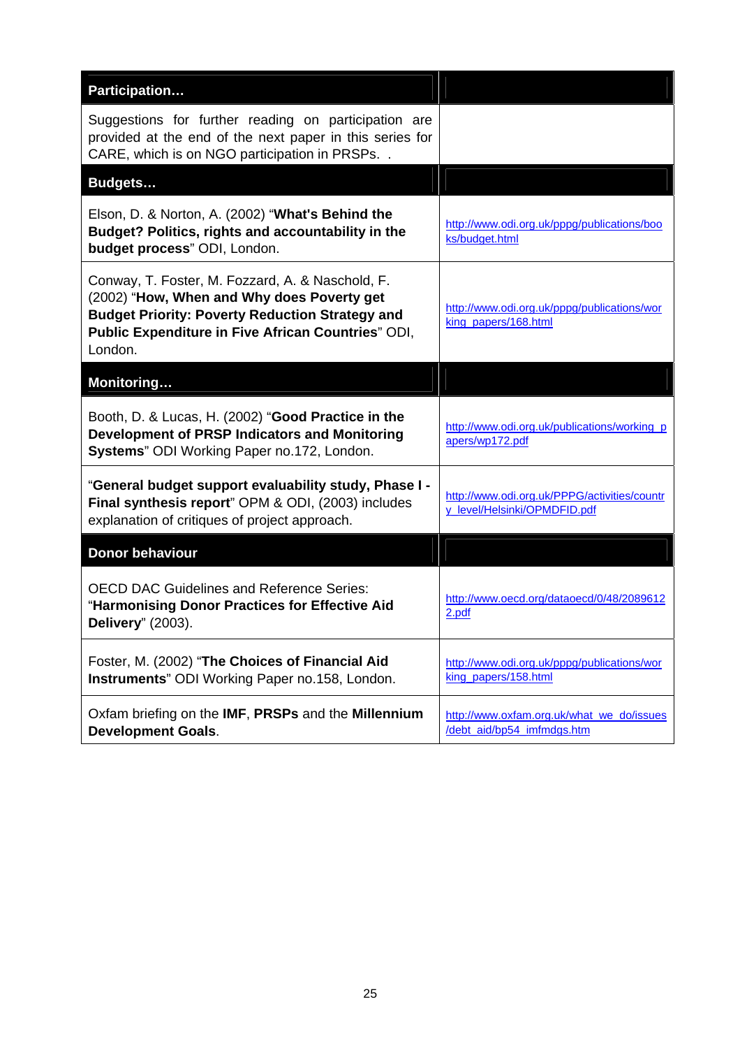| Participation… | |
|---|---|
| Suggestions for further reading on participation are provided at the end of the next paper in this series for CARE, which is on NGO participation in PRSPs. . | |
| **Budgets…** | |
| Elson, D. & Norton, A. (2002) "**What's Behind the Budget? Politics, rights and accountability in the budget process**" ODI, London. | http://www.odi.org.uk/pppg/publications/books/budget.html |
| Conway, T. Foster, M. Fozzard, A. & Naschold, F. (2002) "**How, When and Why does Poverty get Budget Priority: Poverty Reduction Strategy and Public Expenditure in Five African Countries**" ODI, London. | http://www.odi.org.uk/pppg/publications/working_papers/168.html |
| **Monitoring…** | |
| Booth, D. & Lucas, H. (2002) "**Good Practice in the Development of PRSP Indicators and Monitoring Systems**" ODI Working Paper no.172, London. | http://www.odi.org.uk/publications/working_papers/wp172.pdf |
| "**General budget support evaluability study, Phase I - Final synthesis report**" OPM & ODI, (2003) includes explanation of critiques of project approach. | http://www.odi.org.uk/PPPG/activities/country_level/Helsinki/OPMDFID.pdf |
| **Donor behaviour** | |
| OECD DAC Guidelines and Reference Series: "**Harmonising Donor Practices for Effective Aid Delivery**" (2003). | http://www.oecd.org/dataoecd/0/48/20896122.pdf |
| Foster, M. (2002) "**The Choices of Financial Aid Instruments**" ODI Working Paper no.158, London. | http://www.odi.org.uk/pppg/publications/working_papers/158.html |
| Oxfam briefing on the **IMF**, **PRSPs** and the **Millennium Development Goals**. | http://www.oxfam.org.uk/what_we_do/issues/debt_aid/bp54_imfmdgs.htm |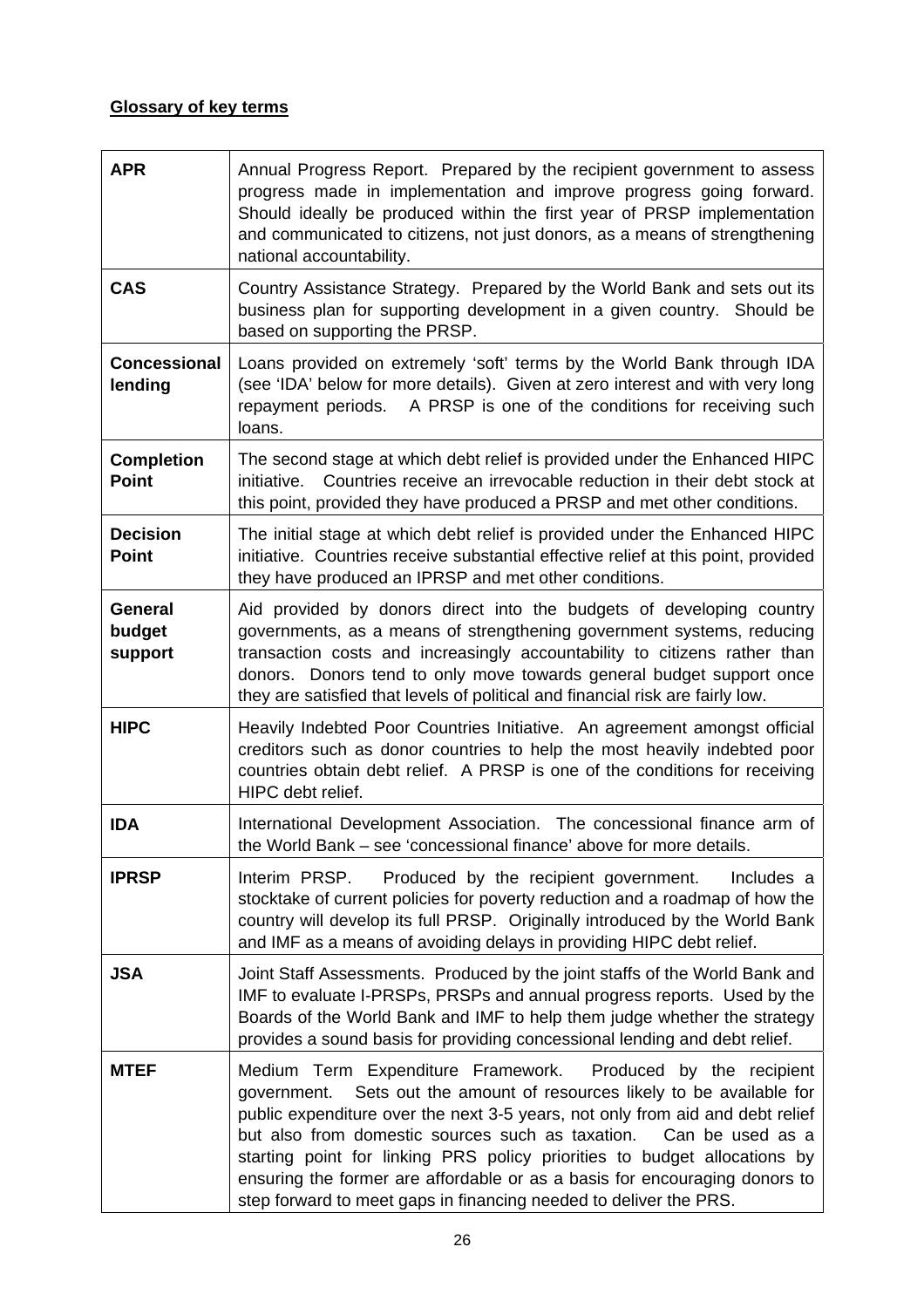**Glossary of key terms**

| | |
|---|---|
| **APR** | Annual Progress Report. Prepared by the recipient government to assess progress made in implementation and improve progress going forward. Should ideally be produced within the first year of PRSP implementation and communicated to citizens, not just donors, as a means of strengthening national accountability. |
| **CAS** | Country Assistance Strategy. Prepared by the World Bank and sets out its business plan for supporting development in a given country. Should be based on supporting the PRSP. |
| **Concessional lending** | Loans provided on extremely 'soft' terms by the World Bank through IDA (see 'IDA' below for more details). Given at zero interest and with very long repayment periods. A PRSP is one of the conditions for receiving such loans. |
| **Completion Point** | The second stage at which debt relief is provided under the Enhanced HIPC initiative. Countries receive an irrevocable reduction in their debt stock at this point, provided they have produced a PRSP and met other conditions. |
| **Decision Point** | The initial stage at which debt relief is provided under the Enhanced HIPC initiative. Countries receive substantial effective relief at this point, provided they have produced an IPRSP and met other conditions. |
| **General budget support** | Aid provided by donors direct into the budgets of developing country governments, as a means of strengthening government systems, reducing transaction costs and increasingly accountability to citizens rather than donors. Donors tend to only move towards general budget support once they are satisfied that levels of political and financial risk are fairly low. |
| **HIPC** | Heavily Indebted Poor Countries Initiative. An agreement amongst official creditors such as donor countries to help the most heavily indebted poor countries obtain debt relief. A PRSP is one of the conditions for receiving HIPC debt relief. |
| **IDA** | International Development Association. The concessional finance arm of the World Bank – see 'concessional finance' above for more details. |
| **IPRSP** | Interim PRSP. Produced by the recipient government. Includes a stocktake of current policies for poverty reduction and a roadmap of how the country will develop its full PRSP. Originally introduced by the World Bank and IMF as a means of avoiding delays in providing HIPC debt relief. |
| **JSA** | Joint Staff Assessments. Produced by the joint staffs of the World Bank and IMF to evaluate I-PRSPs, PRSPs and annual progress reports. Used by the Boards of the World Bank and IMF to help them judge whether the strategy provides a sound basis for providing concessional lending and debt relief. |
| **MTEF** | Medium Term Expenditure Framework. Produced by the recipient government. Sets out the amount of resources likely to be available for public expenditure over the next 3-5 years, not only from aid and debt relief but also from domestic sources such as taxation. Can be used as a starting point for linking PRS policy priorities to budget allocations by ensuring the former are affordable or as a basis for encouraging donors to step forward to meet gaps in financing needed to deliver the PRS. |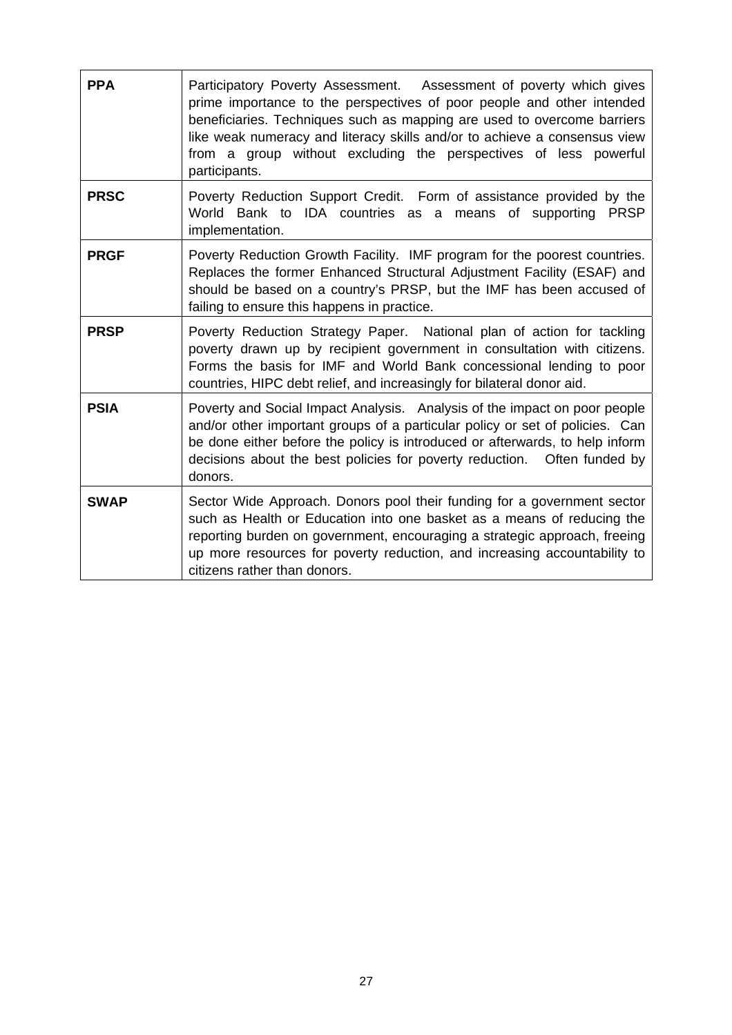| | |
|---|---|
| **PPA** | Participatory Poverty Assessment. Assessment of poverty which gives prime importance to the perspectives of poor people and other intended beneficiaries. Techniques such as mapping are used to overcome barriers like weak numeracy and literacy skills and/or to achieve a consensus view from a group without excluding the perspectives of less powerful participants. |
| **PRSC** | Poverty Reduction Support Credit. Form of assistance provided by the World Bank to IDA countries as a means of supporting PRSP implementation. |
| **PRGF** | Poverty Reduction Growth Facility. IMF program for the poorest countries. Replaces the former Enhanced Structural Adjustment Facility (ESAF) and should be based on a country's PRSP, but the IMF has been accused of failing to ensure this happens in practice. |
| **PRSP** | Poverty Reduction Strategy Paper. National plan of action for tackling poverty drawn up by recipient government in consultation with citizens. Forms the basis for IMF and World Bank concessional lending to poor countries, HIPC debt relief, and increasingly for bilateral donor aid. |
| **PSIA** | Poverty and Social Impact Analysis. Analysis of the impact on poor people and/or other important groups of a particular policy or set of policies. Can be done either before the policy is introduced or afterwards, to help inform decisions about the best policies for poverty reduction. Often funded by donors. |
| **SWAP** | Sector Wide Approach. Donors pool their funding for a government sector such as Health or Education into one basket as a means of reducing the reporting burden on government, encouraging a strategic approach, freeing up more resources for poverty reduction, and increasing accountability to citizens rather than donors. |